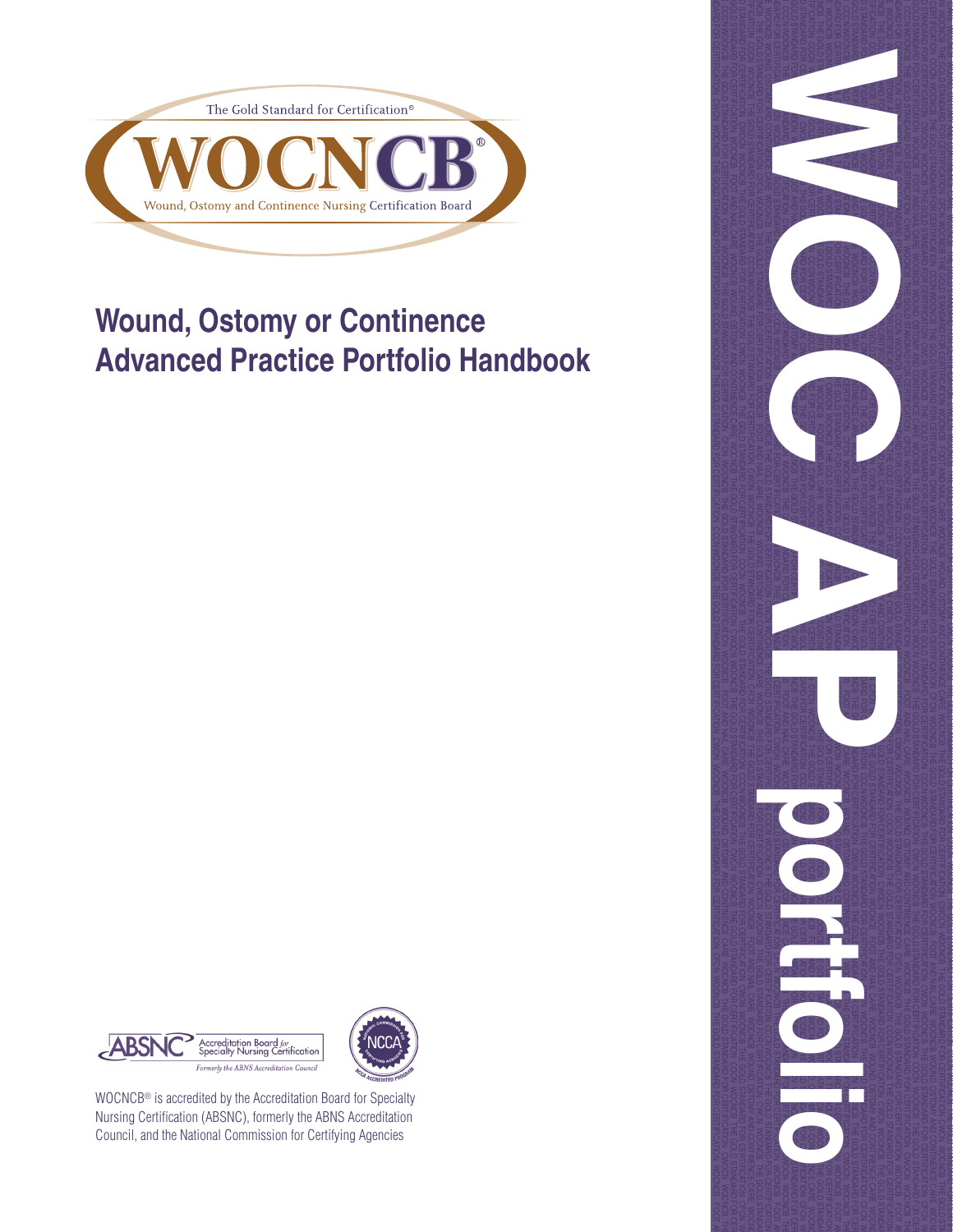The Gold Standard for Certification®

WOCNCB®

Wound, Ostomy and Continence Nursing Certification Board

# Wound, Ostomy or Continence Advanced Practice Portfolio Handbook

WOC AP portfolio

ABSNC Accreditation Board for Specialty Nursing Certification

*Formerly the ABNS Accreditation Council*

NCCA Accredited Program

WOCNCB® is accredited by the Accreditation Board for Specialty Nursing Certification (ABSNC), formerly the ABNS Accreditation Council, and the National Commission for Certifying Agencies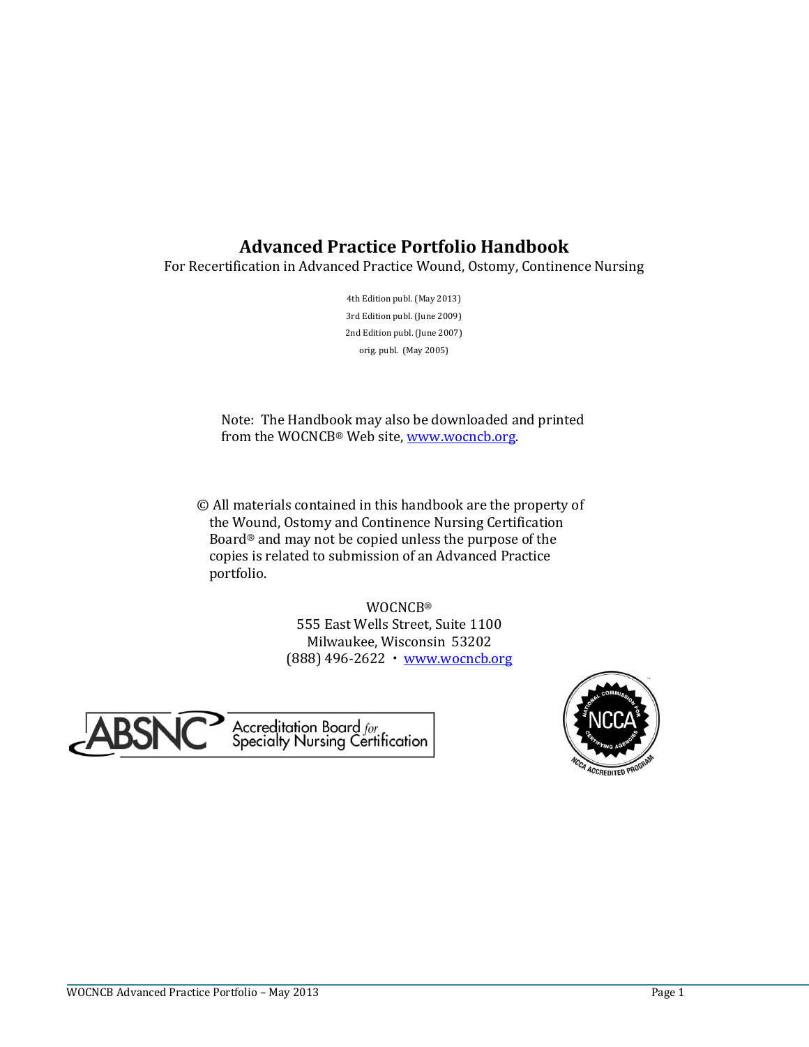# Advanced Practice Portfolio Handbook

For Recertification in Advanced Practice Wound, Ostomy, Continence Nursing

4th Edition publ. (May 2013)

3rd Edition publ. (June 2009)

2nd Edition publ. (June 2007)

orig. publ. (May 2005)

Note: The Handbook may also be downloaded and printed from the WOCNCB® Web site, [www.wocncb.org](www.wocncb.org).

© All materials contained in this handbook are the property of the Wound, Ostomy and Continence Nursing Certification Board® and may not be copied unless the purpose of the copies is related to submission of an Advanced Practice portfolio.

WOCNCB®
555 East Wells Street, Suite 1100
Milwaukee, Wisconsin 53202
(888) 496-2622 • [www.wocncb.org](www.wocncb.org)

ABSNC Accreditation Board for Specialty Nursing Certification

NCCA National Commission for Certifying Agencies — NCCA Accredited Program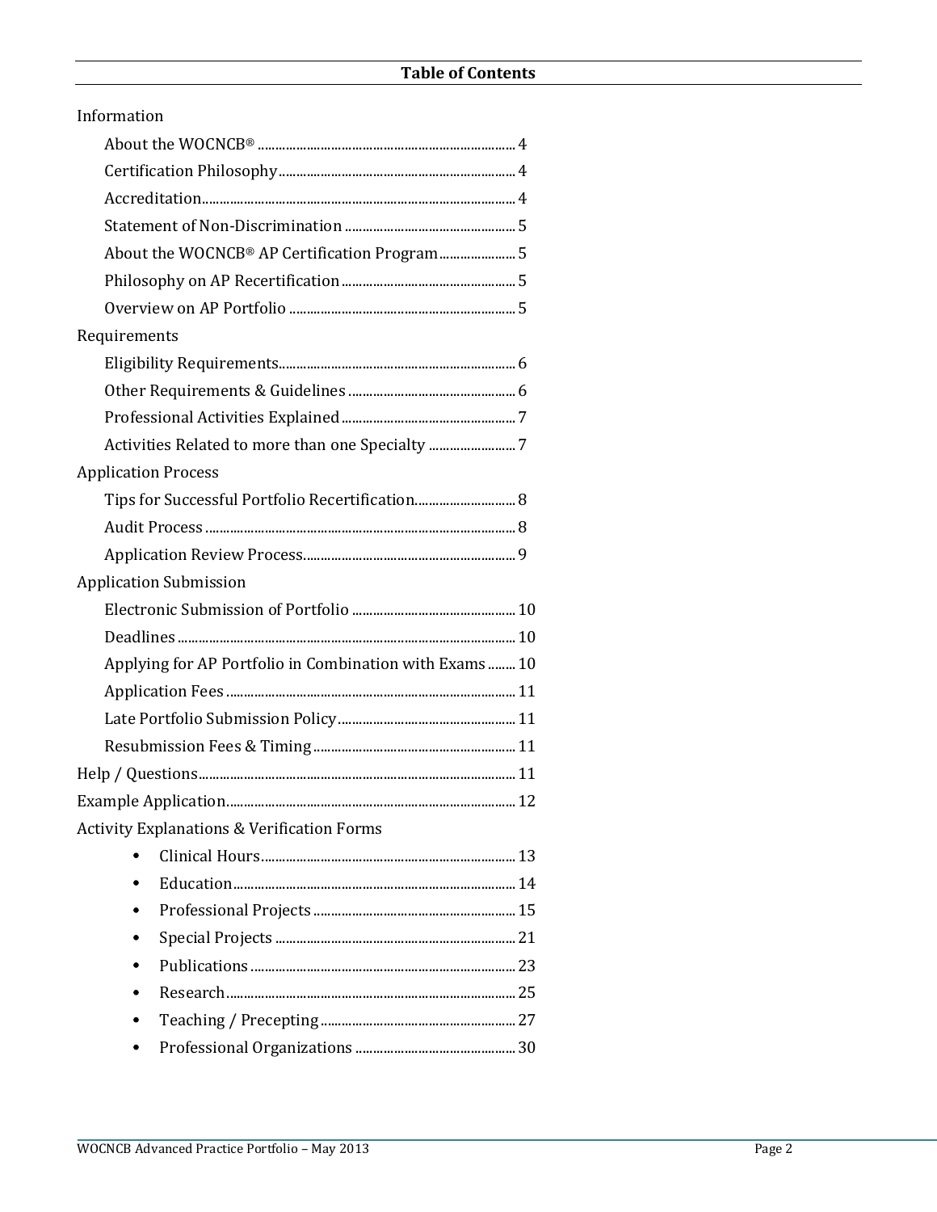## Table of Contents

Information

- About the WOCNCB® .......... 4
- Certification Philosophy .......... 4
- Accreditation .......... 4
- Statement of Non-Discrimination .......... 5
- About the WOCNCB® AP Certification Program .......... 5
- Philosophy on AP Recertification .......... 5
- Overview on AP Portfolio .......... 5

Requirements

- Eligibility Requirements .......... 6
- Other Requirements & Guidelines .......... 6
- Professional Activities Explained .......... 7
- Activities Related to more than one Specialty .......... 7

Application Process

- Tips for Successful Portfolio Recertification .......... 8
- Audit Process .......... 8
- Application Review Process .......... 9

Application Submission

- Electronic Submission of Portfolio .......... 10
- Deadlines .......... 10
- Applying for AP Portfolio in Combination with Exams .......... 10
- Application Fees .......... 11
- Late Portfolio Submission Policy .......... 11
- Resubmission Fees & Timing .......... 11

Help / Questions .......... 11

Example Application .......... 12

Activity Explanations & Verification Forms

- Clinical Hours .......... 13
- Education .......... 14
- Professional Projects .......... 15
- Special Projects .......... 21
- Publications .......... 23
- Research .......... 25
- Teaching / Precepting .......... 27
- Professional Organizations .......... 30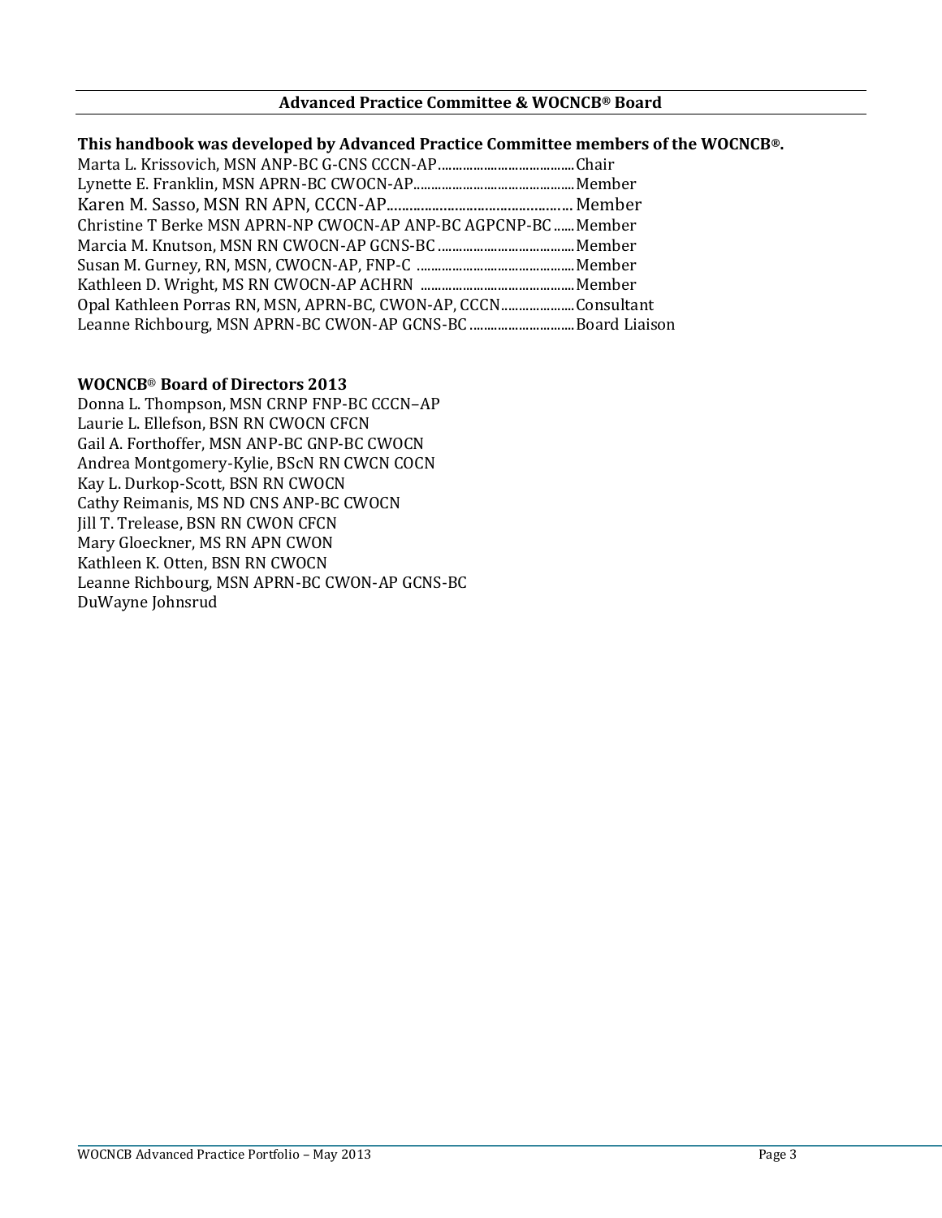## Advanced Practice Committee & WOCNCB® Board

**This handbook was developed by Advanced Practice Committee members of the WOCNCB®.**

Marta L. Krissovich, MSN ANP-BC G-CNS CCCN-AP........................................Chair
Lynette E. Franklin, MSN APRN-BC CWOCN-AP..............................................Member
Karen M. Sasso, MSN RN APN, CCCN-AP.................................................Member
Christine T Berke MSN APRN-NP CWOCN-AP ANP-BC AGPCNP-BC ......Member
Marcia M. Knutson, MSN RN CWOCN-AP GCNS-BC ........................................Member
Susan M. Gurney, RN, MSN, CWOCN-AP, FNP-C ..............................................Member
Kathleen D. Wright, MS RN CWOCN-AP ACHRN ..............................................Member
Opal Kathleen Porras RN, MSN, APRN-BC, CWON-AP, CCCN.....................Consultant
Leanne Richbourg, MSN APRN-BC CWON-AP GCNS-BC ..............................Board Liaison

**WOCNCB® Board of Directors 2013**

Donna L. Thompson, MSN CRNP FNP-BC CCCN–AP
Laurie L. Ellefson, BSN RN CWOCN CFCN
Gail A. Forthoffer, MSN ANP-BC GNP-BC CWOCN
Andrea Montgomery-Kylie, BScN RN CWCN COCN
Kay L. Durkop-Scott, BSN RN CWOCN
Cathy Reimanis, MS ND CNS ANP-BC CWOCN
Jill T. Trelease, BSN RN CWON CFCN
Mary Gloeckner, MS RN APN CWON
Kathleen K. Otten, BSN RN CWOCN
Leanne Richbourg, MSN APRN-BC CWON-AP GCNS-BC
DuWayne Johnsrud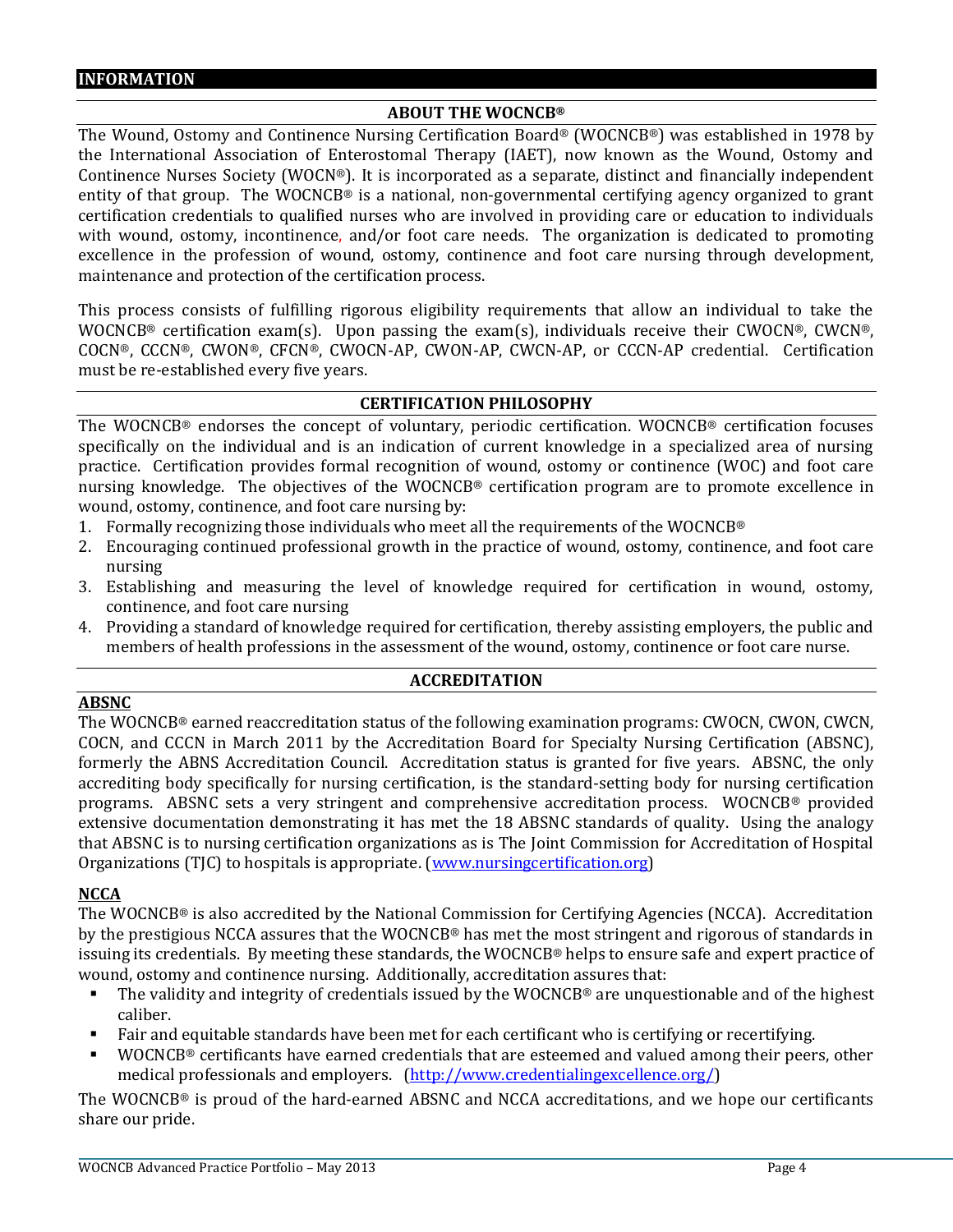# INFORMATION

## ABOUT THE WOCNCB®

The Wound, Ostomy and Continence Nursing Certification Board® (WOCNCB®) was established in 1978 by the International Association of Enterostomal Therapy (IAET), now known as the Wound, Ostomy and Continence Nurses Society (WOCN®). It is incorporated as a separate, distinct and financially independent entity of that group. The WOCNCB® is a national, non-governmental certifying agency organized to grant certification credentials to qualified nurses who are involved in providing care or education to individuals with wound, ostomy, incontinence, and/or foot care needs. The organization is dedicated to promoting excellence in the profession of wound, ostomy, continence and foot care nursing through development, maintenance and protection of the certification process.

This process consists of fulfilling rigorous eligibility requirements that allow an individual to take the WOCNCB® certification exam(s). Upon passing the exam(s), individuals receive their CWOCN®, CWCN®, COCN®, CCCN®, CWON®, CFCN®, CWOCN-AP, CWON-AP, CWCN-AP, or CCCN-AP credential. Certification must be re-established every five years.

## CERTIFICATION PHILOSOPHY

The WOCNCB® endorses the concept of voluntary, periodic certification. WOCNCB® certification focuses specifically on the individual and is an indication of current knowledge in a specialized area of nursing practice. Certification provides formal recognition of wound, ostomy or continence (WOC) and foot care nursing knowledge. The objectives of the WOCNCB® certification program are to promote excellence in wound, ostomy, continence, and foot care nursing by:

1. Formally recognizing those individuals who meet all the requirements of the WOCNCB®
2. Encouraging continued professional growth in the practice of wound, ostomy, continence, and foot care nursing
3. Establishing and measuring the level of knowledge required for certification in wound, ostomy, continence, and foot care nursing
4. Providing a standard of knowledge required for certification, thereby assisting employers, the public and members of health professions in the assessment of the wound, ostomy, continence or foot care nurse.

## ACCREDITATION

### ABSNC

The WOCNCB® earned reaccreditation status of the following examination programs: CWOCN, CWON, CWCN, COCN, and CCCN in March 2011 by the Accreditation Board for Specialty Nursing Certification (ABSNC), formerly the ABNS Accreditation Council. Accreditation status is granted for five years. ABSNC, the only accrediting body specifically for nursing certification, is the standard-setting body for nursing certification programs. ABSNC sets a very stringent and comprehensive accreditation process. WOCNCB® provided extensive documentation demonstrating it has met the 18 ABSNC standards of quality. Using the analogy that ABSNC is to nursing certification organizations as is The Joint Commission for Accreditation of Hospital Organizations (TJC) to hospitals is appropriate. (www.nursingcertification.org)

### NCCA

The WOCNCB® is also accredited by the National Commission for Certifying Agencies (NCCA). Accreditation by the prestigious NCCA assures that the WOCNCB® has met the most stringent and rigorous of standards in issuing its credentials. By meeting these standards, the WOCNCB® helps to ensure safe and expert practice of wound, ostomy and continence nursing. Additionally, accreditation assures that:

- The validity and integrity of credentials issued by the WOCNCB® are unquestionable and of the highest caliber.
- Fair and equitable standards have been met for each certificant who is certifying or recertifying.
- WOCNCB® certificants have earned credentials that are esteemed and valued among their peers, other medical professionals and employers. (http://www.credentialingexcellence.org/)

The WOCNCB® is proud of the hard-earned ABSNC and NCCA accreditations, and we hope our certificants share our pride.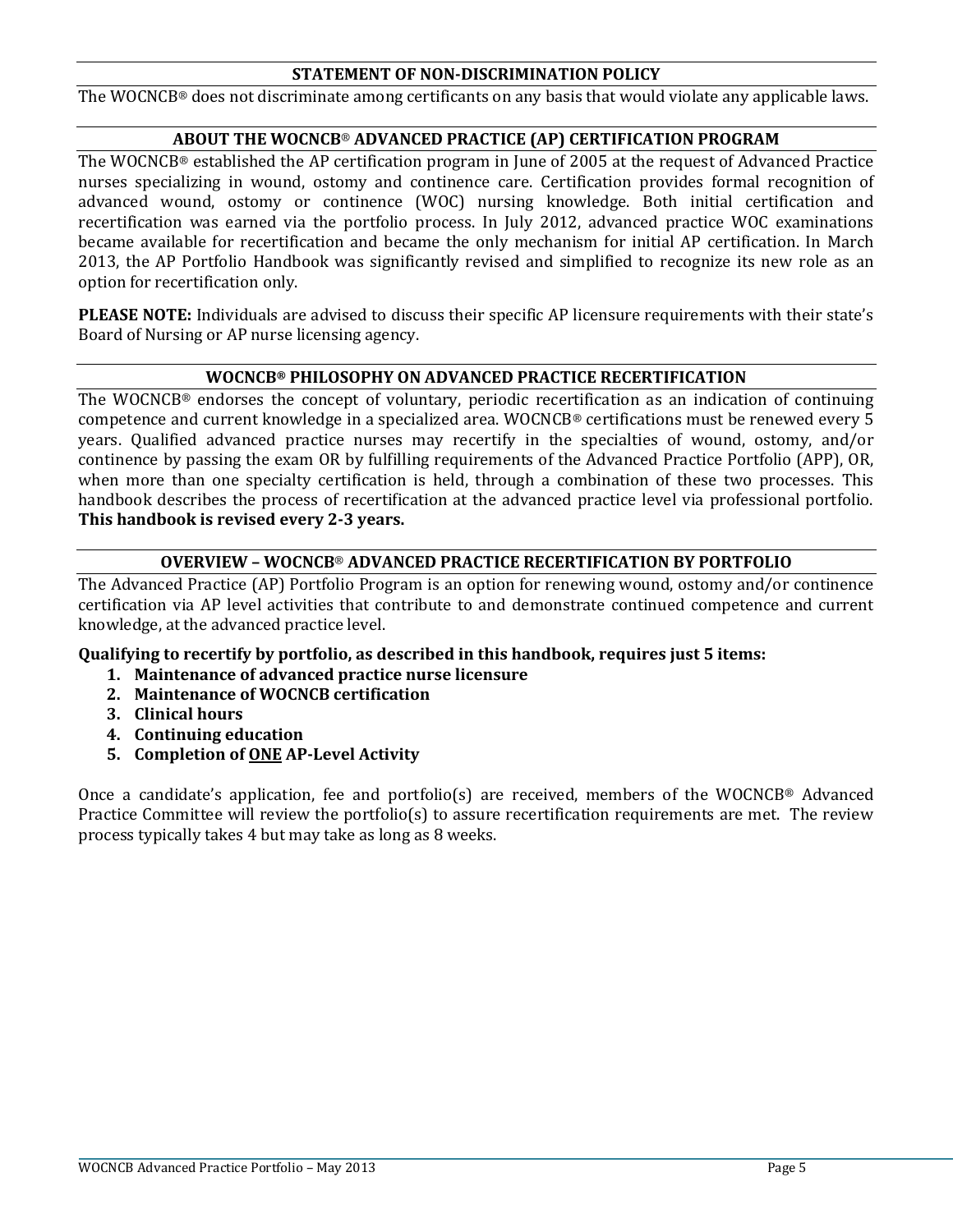## STATEMENT OF NON-DISCRIMINATION POLICY

The WOCNCB® does not discriminate among certificants on any basis that would violate any applicable laws.

## ABOUT THE WOCNCB® ADVANCED PRACTICE (AP) CERTIFICATION PROGRAM

The WOCNCB® established the AP certification program in June of 2005 at the request of Advanced Practice nurses specializing in wound, ostomy and continence care. Certification provides formal recognition of advanced wound, ostomy or continence (WOC) nursing knowledge. Both initial certification and recertification was earned via the portfolio process. In July 2012, advanced practice WOC examinations became available for recertification and became the only mechanism for initial AP certification. In March 2013, the AP Portfolio Handbook was significantly revised and simplified to recognize its new role as an option for recertification only.

**PLEASE NOTE:** Individuals are advised to discuss their specific AP licensure requirements with their state's Board of Nursing or AP nurse licensing agency.

## WOCNCB® PHILOSOPHY ON ADVANCED PRACTICE RECERTIFICATION

The WOCNCB® endorses the concept of voluntary, periodic recertification as an indication of continuing competence and current knowledge in a specialized area. WOCNCB® certifications must be renewed every 5 years. Qualified advanced practice nurses may recertify in the specialties of wound, ostomy, and/or continence by passing the exam OR by fulfilling requirements of the Advanced Practice Portfolio (APP), OR, when more than one specialty certification is held, through a combination of these two processes. This handbook describes the process of recertification at the advanced practice level via professional portfolio. **This handbook is revised every 2-3 years.**

## OVERVIEW – WOCNCB® ADVANCED PRACTICE RECERTIFICATION BY PORTFOLIO

The Advanced Practice (AP) Portfolio Program is an option for renewing wound, ostomy and/or continence certification via AP level activities that contribute to and demonstrate continued competence and current knowledge, at the advanced practice level.

**Qualifying to recertify by portfolio, as described in this handbook, requires just 5 items:**

1. **Maintenance of advanced practice nurse licensure**
2. **Maintenance of WOCNCB certification**
3. **Clinical hours**
4. **Continuing education**
5. **Completion of <u>ONE</u> AP-Level Activity**

Once a candidate's application, fee and portfolio(s) are received, members of the WOCNCB® Advanced Practice Committee will review the portfolio(s) to assure recertification requirements are met. The review process typically takes 4 but may take as long as 8 weeks.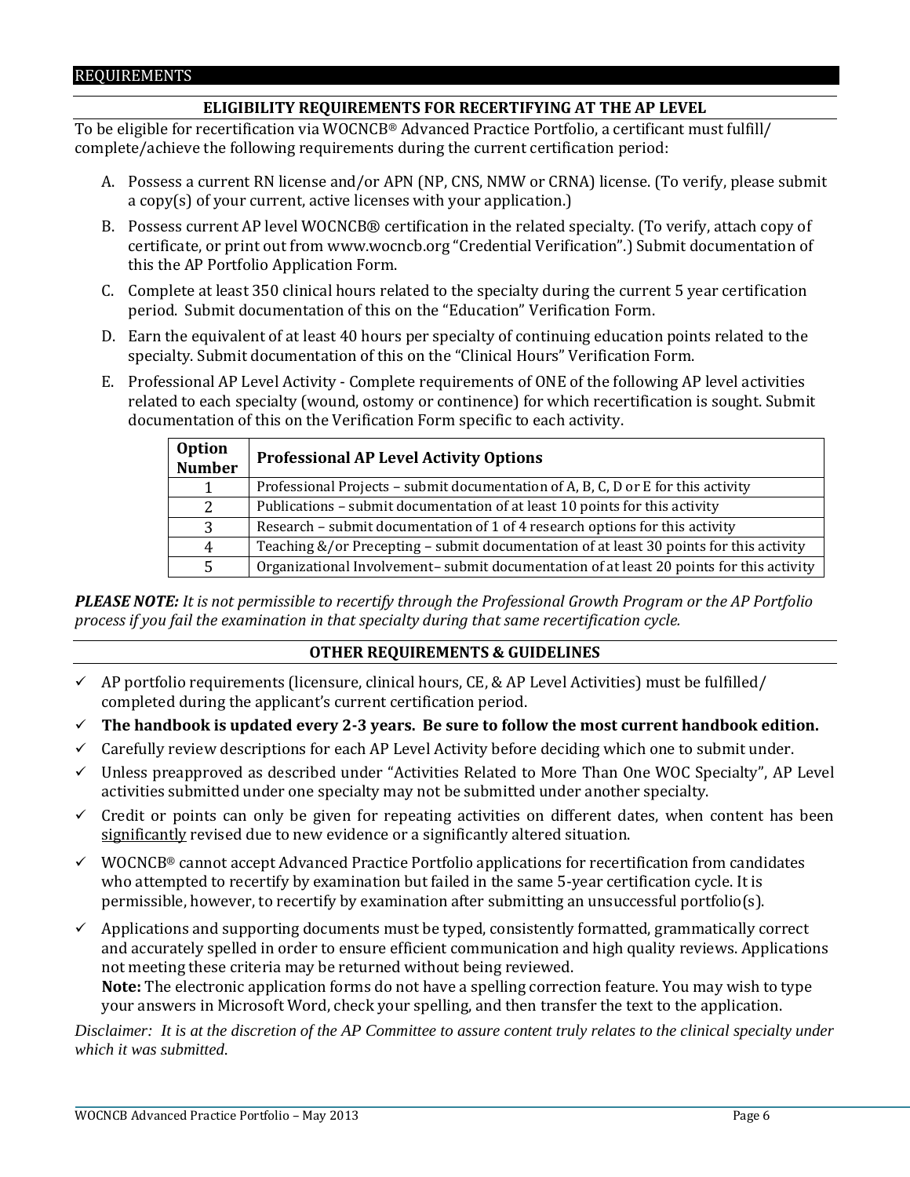## REQUIREMENTS

### ELIGIBILITY REQUIREMENTS FOR RECERTIFYING AT THE AP LEVEL

To be eligible for recertification via WOCNCB® Advanced Practice Portfolio, a certificant must fulfill/ complete/achieve the following requirements during the current certification period:

A. Possess a current RN license and/or APN (NP, CNS, NMW or CRNA) license. (To verify, please submit a copy(s) of your current, active licenses with your application.)

B. Possess current AP level WOCNCB® certification in the related specialty. (To verify, attach copy of certificate, or print out from www.wocncb.org "Credential Verification".) Submit documentation of this the AP Portfolio Application Form.

C. Complete at least 350 clinical hours related to the specialty during the current 5 year certification period. Submit documentation of this on the "Education" Verification Form.

D. Earn the equivalent of at least 40 hours per specialty of continuing education points related to the specialty. Submit documentation of this on the "Clinical Hours" Verification Form.

E. Professional AP Level Activity - Complete requirements of ONE of the following AP level activities related to each specialty (wound, ostomy or continence) for which recertification is sought. Submit documentation of this on the Verification Form specific to each activity.

| Option Number | Professional AP Level Activity Options |
|---|---|
| 1 | Professional Projects – submit documentation of A, B, C, D or E for this activity |
| 2 | Publications – submit documentation of at least 10 points for this activity |
| 3 | Research – submit documentation of 1 of 4 research options for this activity |
| 4 | Teaching &/or Precepting – submit documentation of at least 30 points for this activity |
| 5 | Organizational Involvement– submit documentation of at least 20 points for this activity |

***PLEASE NOTE:*** *It is not permissible to recertify through the Professional Growth Program or the AP Portfolio process if you fail the examination in that specialty during that same recertification cycle.*

### OTHER REQUIREMENTS & GUIDELINES

- ✓ AP portfolio requirements (licensure, clinical hours, CE, & AP Level Activities) must be fulfilled/ completed during the applicant's current certification period.
- ✓ **The handbook is updated every 2-3 years. Be sure to follow the most current handbook edition.**
- ✓ Carefully review descriptions for each AP Level Activity before deciding which one to submit under.
- ✓ Unless preapproved as described under "Activities Related to More Than One WOC Specialty", AP Level activities submitted under one specialty may not be submitted under another specialty.
- ✓ Credit or points can only be given for repeating activities on different dates, when content has been significantly revised due to new evidence or a significantly altered situation.
- ✓ WOCNCB® cannot accept Advanced Practice Portfolio applications for recertification from candidates who attempted to recertify by examination but failed in the same 5-year certification cycle. It is permissible, however, to recertify by examination after submitting an unsuccessful portfolio(s).
- ✓ Applications and supporting documents must be typed, consistently formatted, grammatically correct and accurately spelled in order to ensure efficient communication and high quality reviews. Applications not meeting these criteria may be returned without being reviewed.
  **Note:** The electronic application forms do not have a spelling correction feature. You may wish to type your answers in Microsoft Word, check your spelling, and then transfer the text to the application.

*Disclaimer: It is at the discretion of the AP Committee to assure content truly relates to the clinical specialty under which it was submitted.*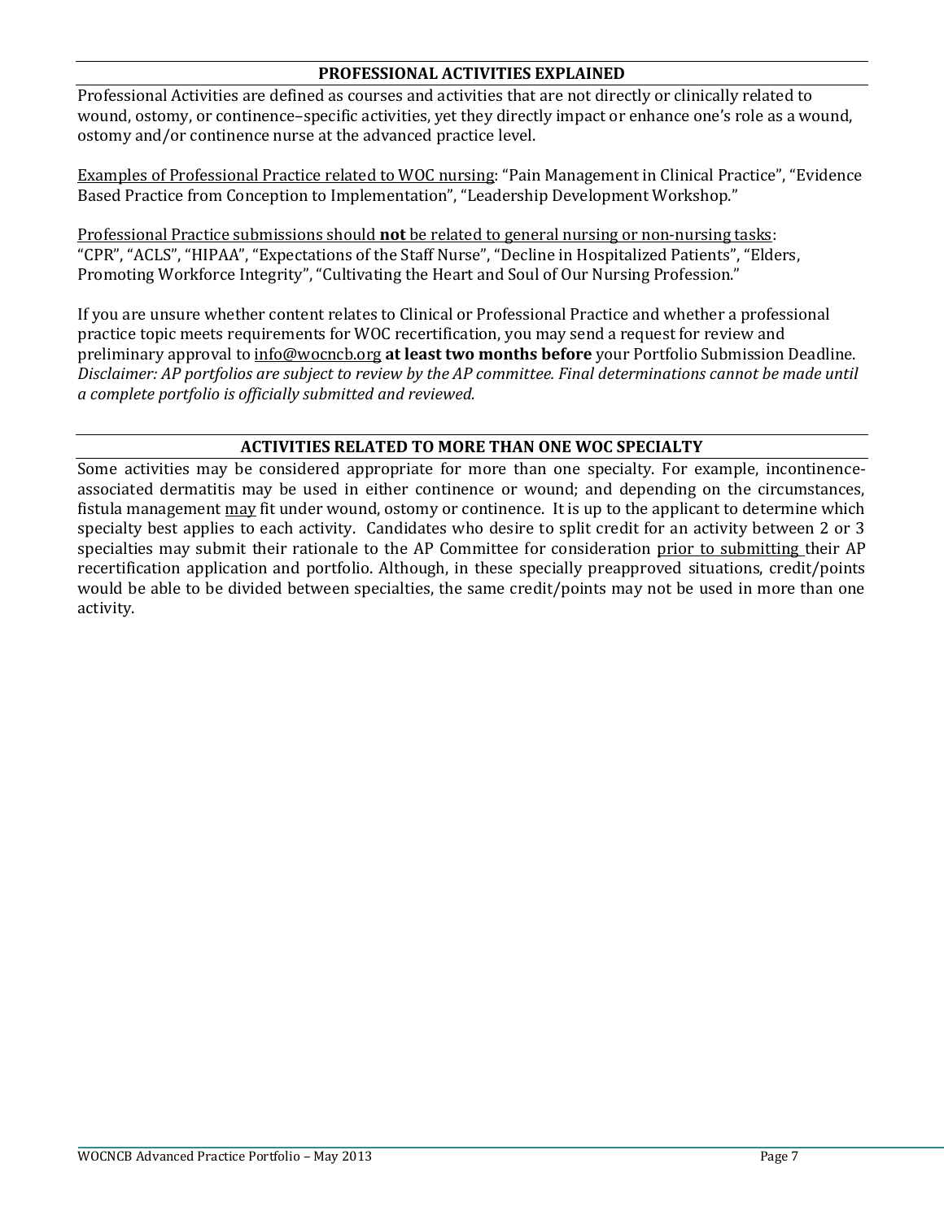## PROFESSIONAL ACTIVITIES EXPLAINED

Professional Activities are defined as courses and activities that are not directly or clinically related to wound, ostomy, or continence–specific activities, yet they directly impact or enhance one's role as a wound, ostomy and/or continence nurse at the advanced practice level.

Examples of Professional Practice related to WOC nursing: "Pain Management in Clinical Practice", "Evidence Based Practice from Conception to Implementation", "Leadership Development Workshop."

Professional Practice submissions should **not** be related to general nursing or non-nursing tasks: "CPR", "ACLS", "HIPAA", "Expectations of the Staff Nurse", "Decline in Hospitalized Patients", "Elders, Promoting Workforce Integrity", "Cultivating the Heart and Soul of Our Nursing Profession."

If you are unsure whether content relates to Clinical or Professional Practice and whether a professional practice topic meets requirements for WOC recertification, you may send a request for review and preliminary approval to info@wocncb.org **at least two months before** your Portfolio Submission Deadline. *Disclaimer: AP portfolios are subject to review by the AP committee. Final determinations cannot be made until a complete portfolio is officially submitted and reviewed.*

## ACTIVITIES RELATED TO MORE THAN ONE WOC SPECIALTY

Some activities may be considered appropriate for more than one specialty. For example, incontinence-associated dermatitis may be used in either continence or wound; and depending on the circumstances, fistula management may fit under wound, ostomy or continence. It is up to the applicant to determine which specialty best applies to each activity. Candidates who desire to split credit for an activity between 2 or 3 specialties may submit their rationale to the AP Committee for consideration prior to submitting their AP recertification application and portfolio. Although, in these specially preapproved situations, credit/points would be able to be divided between specialties, the same credit/points may not be used in more than one activity.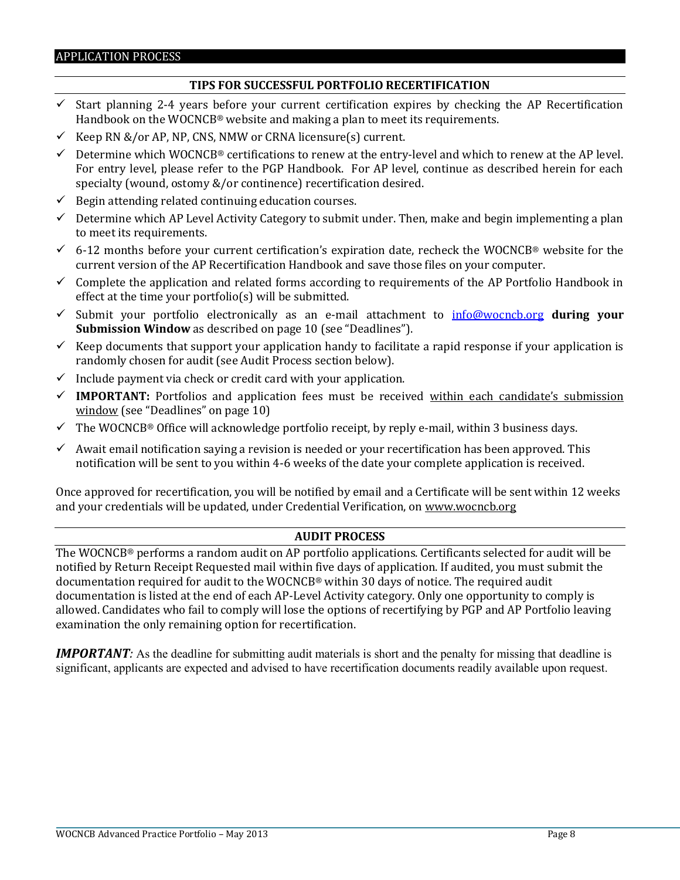## APPLICATION PROCESS

### TIPS FOR SUCCESSFUL PORTFOLIO RECERTIFICATION

- ✓ Start planning 2-4 years before your current certification expires by checking the AP Recertification Handbook on the WOCNCB® website and making a plan to meet its requirements.
- ✓ Keep RN &/or AP, NP, CNS, NMW or CRNA licensure(s) current.
- ✓ Determine which WOCNCB® certifications to renew at the entry-level and which to renew at the AP level. For entry level, please refer to the PGP Handbook. For AP level, continue as described herein for each specialty (wound, ostomy &/or continence) recertification desired.
- ✓ Begin attending related continuing education courses.
- ✓ Determine which AP Level Activity Category to submit under. Then, make and begin implementing a plan to meet its requirements.
- ✓ 6-12 months before your current certification's expiration date, recheck the WOCNCB® website for the current version of the AP Recertification Handbook and save those files on your computer.
- ✓ Complete the application and related forms according to requirements of the AP Portfolio Handbook in effect at the time your portfolio(s) will be submitted.
- ✓ Submit your portfolio electronically as an e-mail attachment to info@wocncb.org **during your Submission Window** as described on page 10 (see "Deadlines").
- ✓ Keep documents that support your application handy to facilitate a rapid response if your application is randomly chosen for audit (see Audit Process section below).
- ✓ Include payment via check or credit card with your application.
- ✓ **IMPORTANT:** Portfolios and application fees must be received within each candidate's submission window (see "Deadlines" on page 10)
- ✓ The WOCNCB® Office will acknowledge portfolio receipt, by reply e-mail, within 3 business days.
- ✓ Await email notification saying a revision is needed or your recertification has been approved. This notification will be sent to you within 4-6 weeks of the date your complete application is received.

Once approved for recertification, you will be notified by email and a Certificate will be sent within 12 weeks and your credentials will be updated, under Credential Verification, on www.wocncb.org

### AUDIT PROCESS

The WOCNCB® performs a random audit on AP portfolio applications. Certificants selected for audit will be notified by Return Receipt Requested mail within five days of application. If audited, you must submit the documentation required for audit to the WOCNCB® within 30 days of notice. The required audit documentation is listed at the end of each AP-Level Activity category. Only one opportunity to comply is allowed. Candidates who fail to comply will lose the options of recertifying by PGP and AP Portfolio leaving examination the only remaining option for recertification.

***IMPORTANT:*** As the deadline for submitting audit materials is short and the penalty for missing that deadline is significant, applicants are expected and advised to have recertification documents readily available upon request.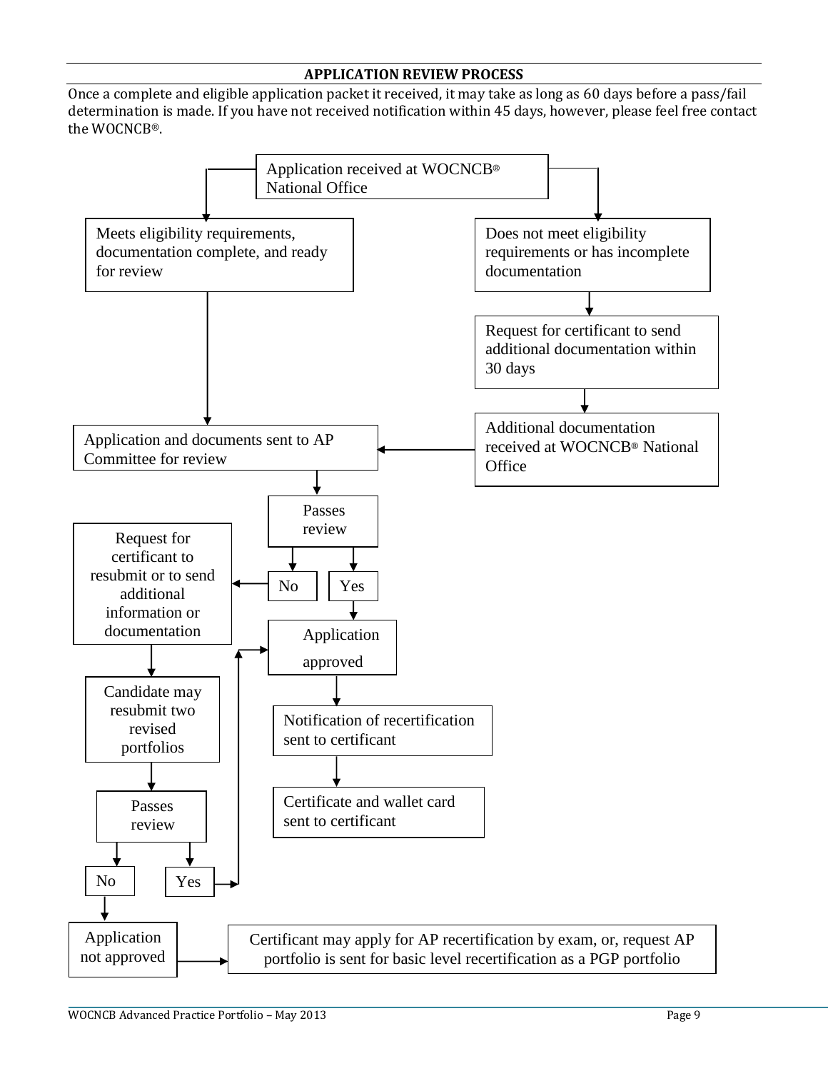## APPLICATION REVIEW PROCESS

Once a complete and eligible application packet it received, it may take as long as 60 days before a pass/fail determination is made. If you have not received notification within 45 days, however, please feel free contact the WOCNCB®.

Application received at WOCNCB® National Office

Meets eligibility requirements, documentation complete, and ready for review

Does not meet eligibility requirements or has incomplete documentation

Request for certificant to send additional documentation within 30 days

Additional documentation received at WOCNCB® National Office

Application and documents sent to AP Committee for review

Passes review

No

Yes

Request for certificant to resubmit or to send additional information or documentation

Application approved

Candidate may resubmit two revised portfolios

Notification of recertification sent to certificant

Certificate and wallet card sent to certificant

Passes review

No

Yes

Application not approved

Certificant may apply for AP recertification by exam, or, request AP portfolio is sent for basic level recertification as a PGP portfolio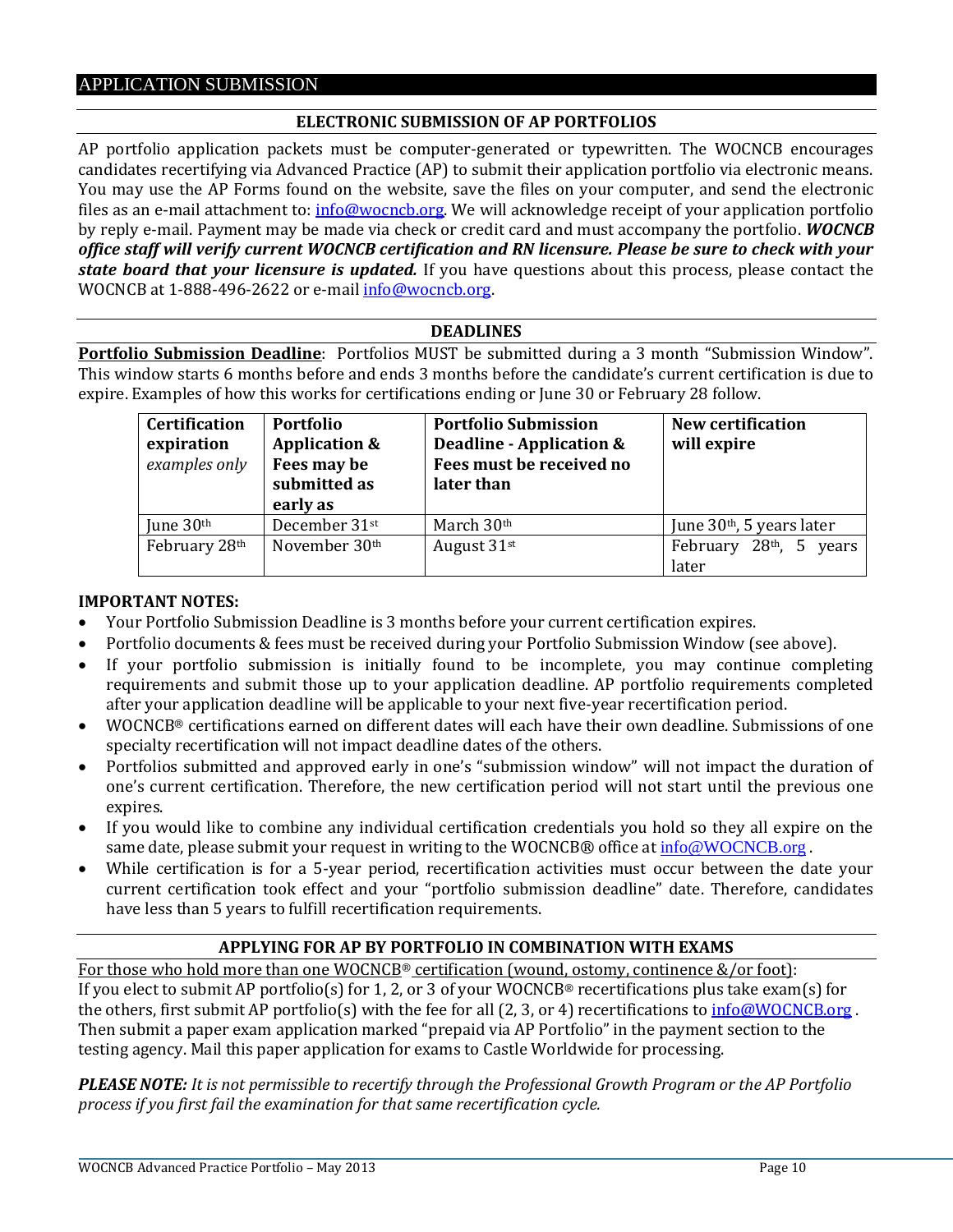## APPLICATION SUBMISSION

### ELECTRONIC SUBMISSION OF AP PORTFOLIOS

AP portfolio application packets must be computer-generated or typewritten. The WOCNCB encourages candidates recertifying via Advanced Practice (AP) to submit their application portfolio via electronic means. You may use the AP Forms found on the website, save the files on your computer, and send the electronic files as an e-mail attachment to: info@wocncb.org. We will acknowledge receipt of your application portfolio by reply e-mail. Payment may be made via check or credit card and must accompany the portfolio. ***WOCNCB office staff will verify current WOCNCB certification and RN licensure. Please be sure to check with your state board that your licensure is updated.*** If you have questions about this process, please contact the WOCNCB at 1-888-496-2622 or e-mail info@wocncb.org.

### DEADLINES

**Portfolio Submission Deadline**: Portfolios MUST be submitted during a 3 month "Submission Window". This window starts 6 months before and ends 3 months before the candidate's current certification is due to expire. Examples of how this works for certifications ending or June 30 or February 28 follow.

| **Certification expiration** *examples only* | **Portfolio Application & Fees may be submitted as early as** | **Portfolio Submission Deadline - Application & Fees must be received no later than** | **New certification will expire** |
|---|---|---|---|
| June 30th | December 31st | March 30th | June 30th, 5 years later |
| February 28th | November 30th | August 31st | February 28th, 5 years later |

**IMPORTANT NOTES:**

- Your Portfolio Submission Deadline is 3 months before your current certification expires.
- Portfolio documents & fees must be received during your Portfolio Submission Window (see above).
- If your portfolio submission is initially found to be incomplete, you may continue completing requirements and submit those up to your application deadline. AP portfolio requirements completed after your application deadline will be applicable to your next five-year recertification period.
- WOCNCB® certifications earned on different dates will each have their own deadline. Submissions of one specialty recertification will not impact deadline dates of the others.
- Portfolios submitted and approved early in one's "submission window" will not impact the duration of one's current certification. Therefore, the new certification period will not start until the previous one expires.
- If you would like to combine any individual certification credentials you hold so they all expire on the same date, please submit your request in writing to the WOCNCB® office at info@WOCNCB.org .
- While certification is for a 5-year period, recertification activities must occur between the date your current certification took effect and your "portfolio submission deadline" date. Therefore, candidates have less than 5 years to fulfill recertification requirements.

### APPLYING FOR AP BY PORTFOLIO IN COMBINATION WITH EXAMS

For those who hold more than one WOCNCB® certification (wound, ostomy, continence &/or foot):
If you elect to submit AP portfolio(s) for 1, 2, or 3 of your WOCNCB® recertifications plus take exam(s) for the others, first submit AP portfolio(s) with the fee for all (2, 3, or 4) recertifications to info@WOCNCB.org . Then submit a paper exam application marked "prepaid via AP Portfolio" in the payment section to the testing agency. Mail this paper application for exams to Castle Worldwide for processing.

***PLEASE NOTE:*** *It is not permissible to recertify through the Professional Growth Program or the AP Portfolio process if you first fail the examination for that same recertification cycle.*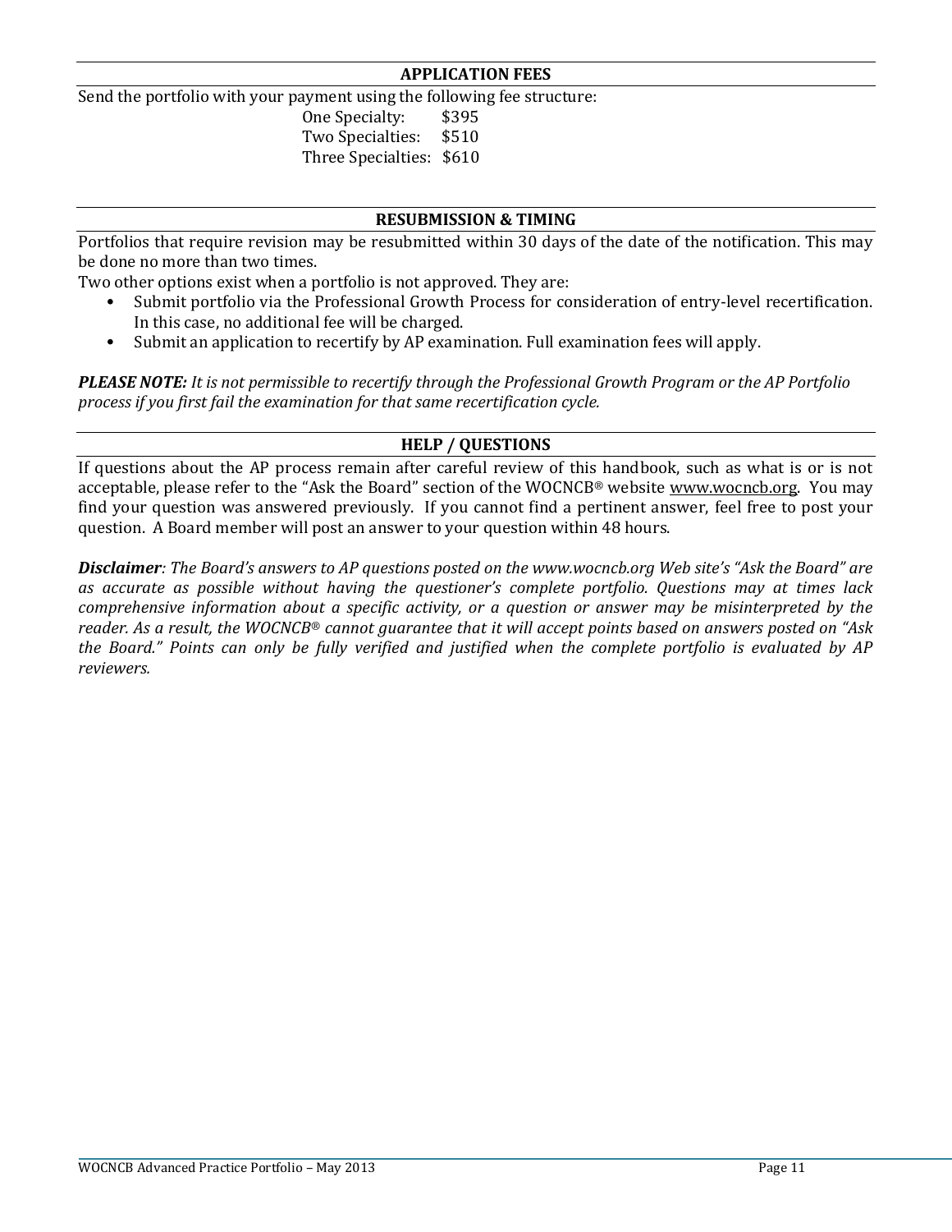## APPLICATION FEES

Send the portfolio with your payment using the following fee structure:

| | |
|---|---|
| One Specialty: | $395 |
| Two Specialties: | $510 |
| Three Specialties: | $610 |

## RESUBMISSION & TIMING

Portfolios that require revision may be resubmitted within 30 days of the date of the notification. This may be done no more than two times.

Two other options exist when a portfolio is not approved. They are:

- Submit portfolio via the Professional Growth Process for consideration of entry-level recertification. In this case, no additional fee will be charged.
- Submit an application to recertify by AP examination. Full examination fees will apply.

***PLEASE NOTE:*** *It is not permissible to recertify through the Professional Growth Program or the AP Portfolio process if you first fail the examination for that same recertification cycle.*

## HELP / QUESTIONS

If questions about the AP process remain after careful review of this handbook, such as what is or is not acceptable, please refer to the "Ask the Board" section of the WOCNCB® website www.wocncb.org. You may find your question was answered previously. If you cannot find a pertinent answer, feel free to post your question. A Board member will post an answer to your question within 48 hours.

***Disclaimer****: The Board's answers to AP questions posted on the www.wocncb.org Web site's "Ask the Board" are as accurate as possible without having the questioner's complete portfolio. Questions may at times lack comprehensive information about a specific activity, or a question or answer may be misinterpreted by the reader. As a result, the WOCNCB® cannot guarantee that it will accept points based on answers posted on "Ask the Board." Points can only be fully verified and justified when the complete portfolio is evaluated by AP reviewers.*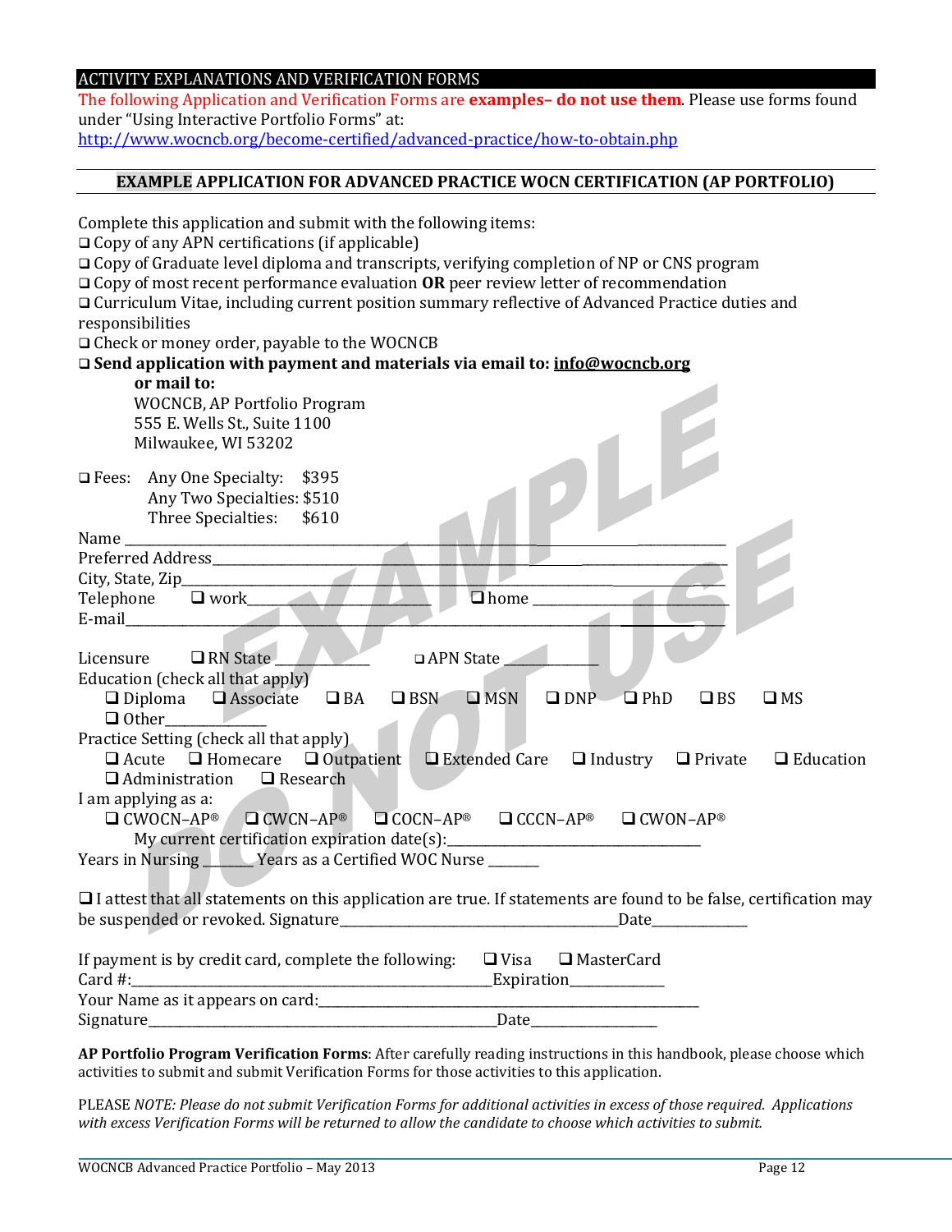## ACTIVITY EXPLANATIONS AND VERIFICATION FORMS

The following Application and Verification Forms are **examples– do not use them**. Please use forms found under "Using Interactive Portfolio Forms" at:
http://www.wocncb.org/become-certified/advanced-practice/how-to-obtain.php

### EXAMPLE APPLICATION FOR ADVANCED PRACTICE WOCN CERTIFICATION (AP PORTFOLIO)

Complete this application and submit with the following items:

- ❑ Copy of any APN certifications (if applicable)
- ❑ Copy of Graduate level diploma and transcripts, verifying completion of NP or CNS program
- ❑ Copy of most recent performance evaluation **OR** peer review letter of recommendation
- ❑ Curriculum Vitae, including current position summary reflective of Advanced Practice duties and responsibilities
- ❑ Check or money order, payable to the WOCNCB
- ❑ **Send application with payment and materials via email to: info@wocncb.org**

**or mail to:**

WOCNCB, AP Portfolio Program
555 E. Wells St., Suite 1100
Milwaukee, WI 53202

❑ Fees:
- Any One Specialty: $395
- Any Two Specialties: $510
- Three Specialties: $610

Name ______________________________
Preferred Address______________________________
City, State, Zip______________________________
Telephone ❑ work______________ ❑ home ______________
E-mail______________________________

Licensure ❑ RN State ____________ ❑ APN State ____________

Education (check all that apply)
❑ Diploma ❑ Associate ❑ BA ❑ BSN ❑ MSN ❑ DNP ❑ PhD ❑ BS ❑ MS
❑ Other____________

Practice Setting (check all that apply)
❑ Acute ❑ Homecare ❑ Outpatient ❑ Extended Care ❑ Industry ❑ Private ❑ Education
❑ Administration ❑ Research

I am applying as a:
❑ CWOCN–AP® ❑ CWCN–AP® ❑ COCN–AP® ❑ CCCN–AP® ❑ CWON–AP®
My current certification expiration date(s):______________________

Years in Nursing _______ Years as a Certified WOC Nurse _______

❑ I attest that all statements on this application are true. If statements are found to be false, certification may be suspended or revoked. Signature______________________Date____________

If payment is by credit card, complete the following: ❑ Visa ❑ MasterCard
Card #:______________________Expiration____________
Your Name as it appears on card:______________________
Signature______________________Date____________

**AP Portfolio Program Verification Forms**: After carefully reading instructions in this handbook, please choose which activities to submit and submit Verification Forms for those activities to this application.

PLEASE *NOTE: Please do not submit Verification Forms for additional activities in excess of those required. Applications with excess Verification Forms will be returned to allow the candidate to choose which activities to submit.*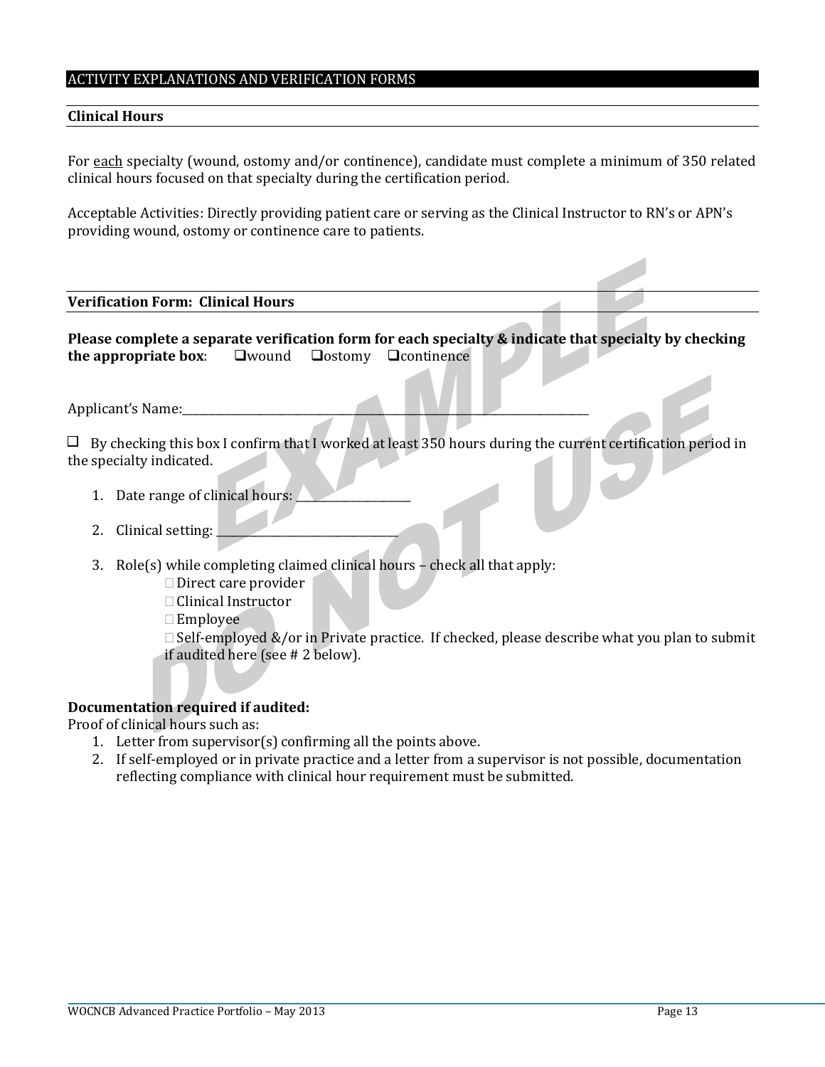## ACTIVITY EXPLANATIONS AND VERIFICATION FORMS

### Clinical Hours

For each specialty (wound, ostomy and/or continence), candidate must complete a minimum of 350 related clinical hours focused on that specialty during the certification period.

Acceptable Activities: Directly providing patient care or serving as the Clinical Instructor to RN's or APN's providing wound, ostomy or continence care to patients.

### Verification Form: Clinical Hours

**Please complete a separate verification form for each specialty & indicate that specialty by checking the appropriate box**: ❑wound ❑ostomy ❑continence

Applicant's Name:___________________________________________

☐ By checking this box I confirm that I worked at least 350 hours during the current certification period in the specialty indicated.

1. Date range of clinical hours: ____________
2. Clinical setting: ____________________
3. Role(s) while completing claimed clinical hours – check all that apply:
   - ☐ Direct care provider
   - ☐ Clinical Instructor
   - ☐ Employee
   - ☐ Self-employed &/or in Private practice. If checked, please describe what you plan to submit if audited here (see # 2 below).

**Documentation required if audited:**
Proof of clinical hours such as:

1. Letter from supervisor(s) confirming all the points above.
2. If self-employed or in private practice and a letter from a supervisor is not possible, documentation reflecting compliance with clinical hour requirement must be submitted.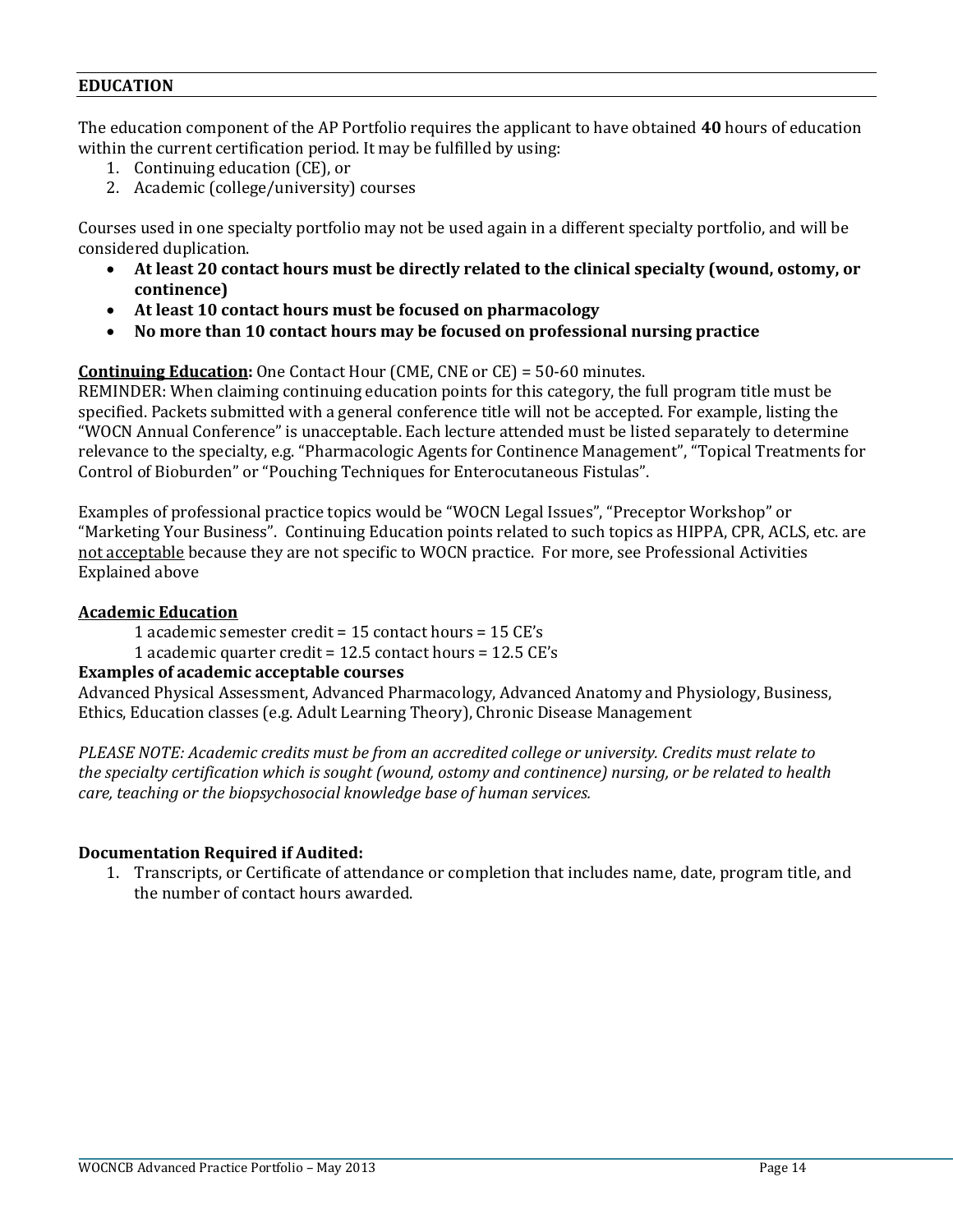## EDUCATION

The education component of the AP Portfolio requires the applicant to have obtained **40** hours of education within the current certification period. It may be fulfilled by using:

1. Continuing education (CE), or
2. Academic (college/university) courses

Courses used in one specialty portfolio may not be used again in a different specialty portfolio, and will be considered duplication.

- **At least 20 contact hours must be directly related to the clinical specialty (wound, ostomy, or continence)**
- **At least 10 contact hours must be focused on pharmacology**
- **No more than 10 contact hours may be focused on professional nursing practice**

**Continuing Education:** One Contact Hour (CME, CNE or CE) = 50-60 minutes.
REMINDER: When claiming continuing education points for this category, the full program title must be specified. Packets submitted with a general conference title will not be accepted. For example, listing the "WOCN Annual Conference" is unacceptable. Each lecture attended must be listed separately to determine relevance to the specialty, e.g. "Pharmacologic Agents for Continence Management", "Topical Treatments for Control of Bioburden" or "Pouching Techniques for Enterocutaneous Fistulas".

Examples of professional practice topics would be "WOCN Legal Issues", "Preceptor Workshop" or "Marketing Your Business". Continuing Education points related to such topics as HIPPA, CPR, ACLS, etc. are not acceptable because they are not specific to WOCN practice. For more, see Professional Activities Explained above

**Academic Education**

1 academic semester credit = 15 contact hours = 15 CE's

1 academic quarter credit = 12.5 contact hours = 12.5 CE's

**Examples of academic acceptable courses**

Advanced Physical Assessment, Advanced Pharmacology, Advanced Anatomy and Physiology, Business, Ethics, Education classes (e.g. Adult Learning Theory), Chronic Disease Management

*PLEASE NOTE: Academic credits must be from an accredited college or university. Credits must relate to the specialty certification which is sought (wound, ostomy and continence) nursing, or be related to health care, teaching or the biopsychosocial knowledge base of human services.*

**Documentation Required if Audited:**

1. Transcripts, or Certificate of attendance or completion that includes name, date, program title, and the number of contact hours awarded.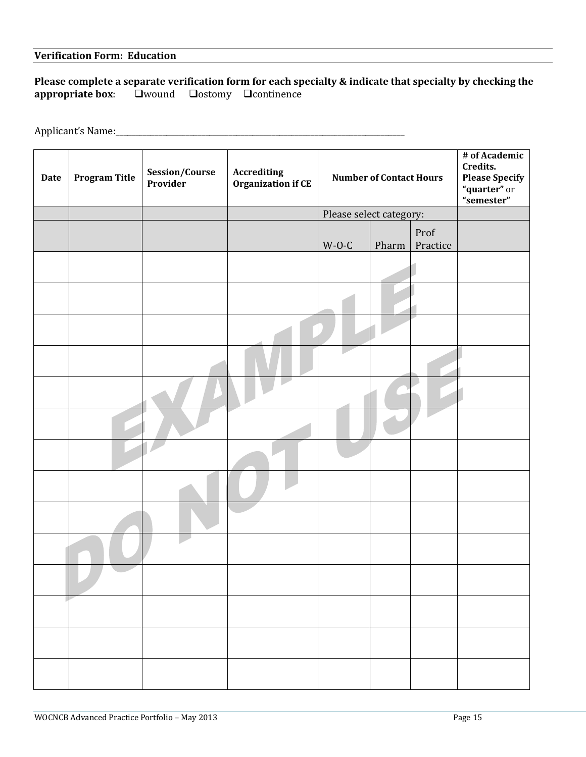**Verification Form: Education**

**Please complete a separate verification form for each specialty & indicate that specialty by checking the appropriate box**: ❑wound ❑ostomy ❑continence

Applicant's Name:______________________________________________________________________________

| Date | Program Title | Session/Course Provider | Accrediting Organization if CE | Number of Contact Hours | | | # of Academic Credits. Please Specify "quarter" or "semester" |
|---|---|---|---|---|---|---|---|
| | | | | Please select category: | | | |
| | | | | W-O-C | Pharm | Prof Practice | |
| | | | | | | | |
| | | | | | | | |
| | | | | | | | |
| | | | | | | | |
| | | | | | | | |
| | | | | | | | |
| | | | | | | | |
| | | | | | | | |
| | | | | | | | |
| | | | | | | | |
| | | | | | | | |
| | | | | | | | |
| | | | | | | | |
| | | | | | | | |

EXAMPLE DO NOT USE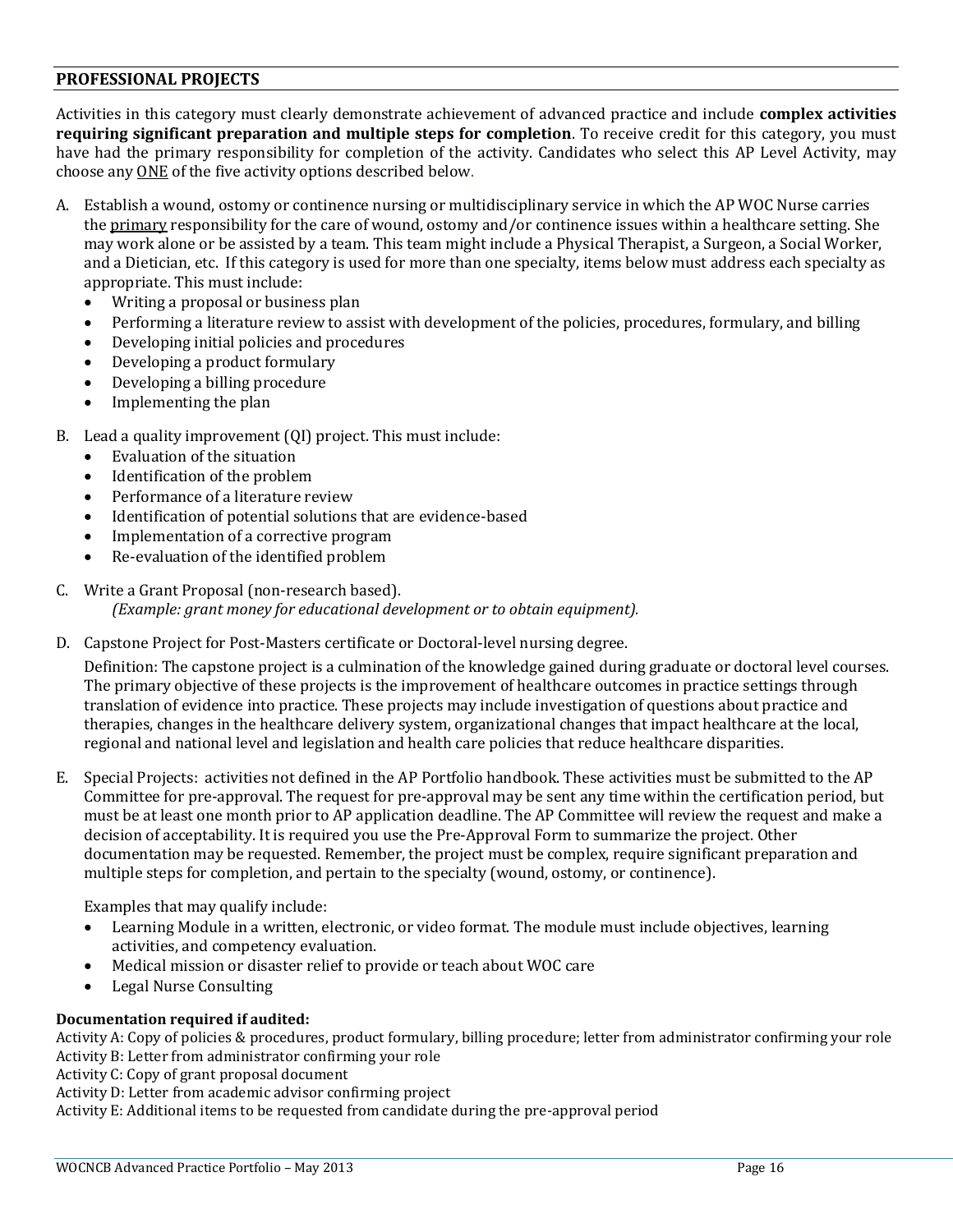## PROFESSIONAL PROJECTS

Activities in this category must clearly demonstrate achievement of advanced practice and include **complex activities requiring significant preparation and multiple steps for completion**. To receive credit for this category, you must have had the primary responsibility for completion of the activity. Candidates who select this AP Level Activity, may choose any ONE of the five activity options described below.

A. Establish a wound, ostomy or continence nursing or multidisciplinary service in which the AP WOC Nurse carries the primary responsibility for the care of wound, ostomy and/or continence issues within a healthcare setting. She may work alone or be assisted by a team. This team might include a Physical Therapist, a Surgeon, a Social Worker, and a Dietician, etc. If this category is used for more than one specialty, items below must address each specialty as appropriate. This must include:
   - Writing a proposal or business plan
   - Performing a literature review to assist with development of the policies, procedures, formulary, and billing
   - Developing initial policies and procedures
   - Developing a product formulary
   - Developing a billing procedure
   - Implementing the plan

B. Lead a quality improvement (QI) project. This must include:
   - Evaluation of the situation
   - Identification of the problem
   - Performance of a literature review
   - Identification of potential solutions that are evidence-based
   - Implementation of a corrective program
   - Re-evaluation of the identified problem

C. Write a Grant Proposal (non-research based).
   *(Example: grant money for educational development or to obtain equipment).*

D. Capstone Project for Post-Masters certificate or Doctoral-level nursing degree.

   Definition: The capstone project is a culmination of the knowledge gained during graduate or doctoral level courses. The primary objective of these projects is the improvement of healthcare outcomes in practice settings through translation of evidence into practice. These projects may include investigation of questions about practice and therapies, changes in the healthcare delivery system, organizational changes that impact healthcare at the local, regional and national level and legislation and health care policies that reduce healthcare disparities.

E. Special Projects: activities not defined in the AP Portfolio handbook. These activities must be submitted to the AP Committee for pre-approval. The request for pre-approval may be sent any time within the certification period, but must be at least one month prior to AP application deadline. The AP Committee will review the request and make a decision of acceptability. It is required you use the Pre-Approval Form to summarize the project. Other documentation may be requested. Remember, the project must be complex, require significant preparation and multiple steps for completion, and pertain to the specialty (wound, ostomy, or continence).

   Examples that may qualify include:
   - Learning Module in a written, electronic, or video format. The module must include objectives, learning activities, and competency evaluation.
   - Medical mission or disaster relief to provide or teach about WOC care
   - Legal Nurse Consulting

**Documentation required if audited:**

Activity A: Copy of policies & procedures, product formulary, billing procedure; letter from administrator confirming your role
Activity B: Letter from administrator confirming your role
Activity C: Copy of grant proposal document
Activity D: Letter from academic advisor confirming project
Activity E: Additional items to be requested from candidate during the pre-approval period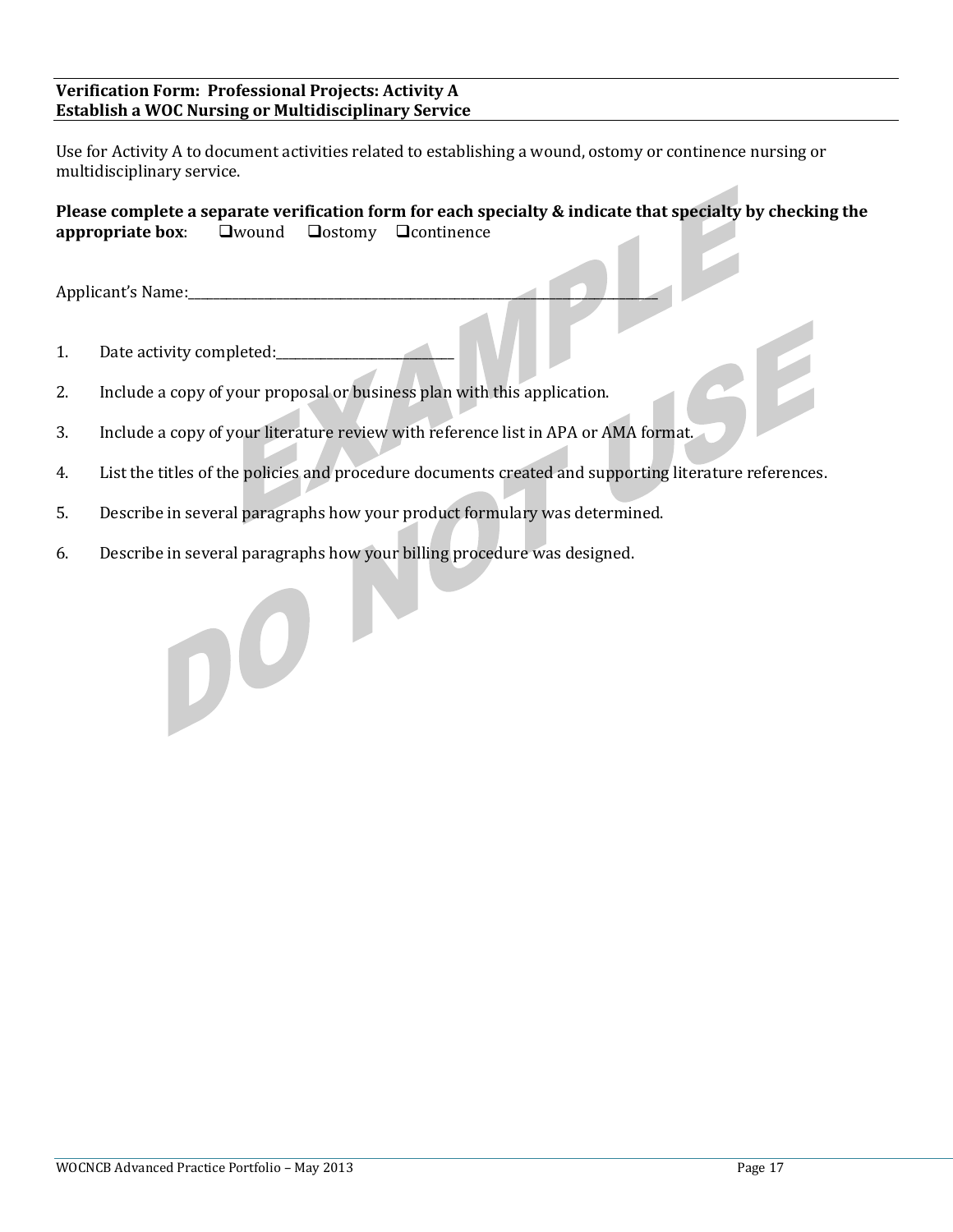**Verification Form: Professional Projects: Activity A**
**Establish a WOC Nursing or Multidisciplinary Service**

Use for Activity A to document activities related to establishing a wound, ostomy or continence nursing or multidisciplinary service.

**Please complete a separate verification form for each specialty & indicate that specialty by checking the appropriate box**: ❑wound ❑ostomy ❑continence

Applicant's Name:_______________________________________________________________________

1. Date activity completed:__________________________
2. Include a copy of your proposal or business plan with this application.
3. Include a copy of your literature review with reference list in APA or AMA format.
4. List the titles of the policies and procedure documents created and supporting literature references.
5. Describe in several paragraphs how your product formulary was determined.
6. Describe in several paragraphs how your billing procedure was designed.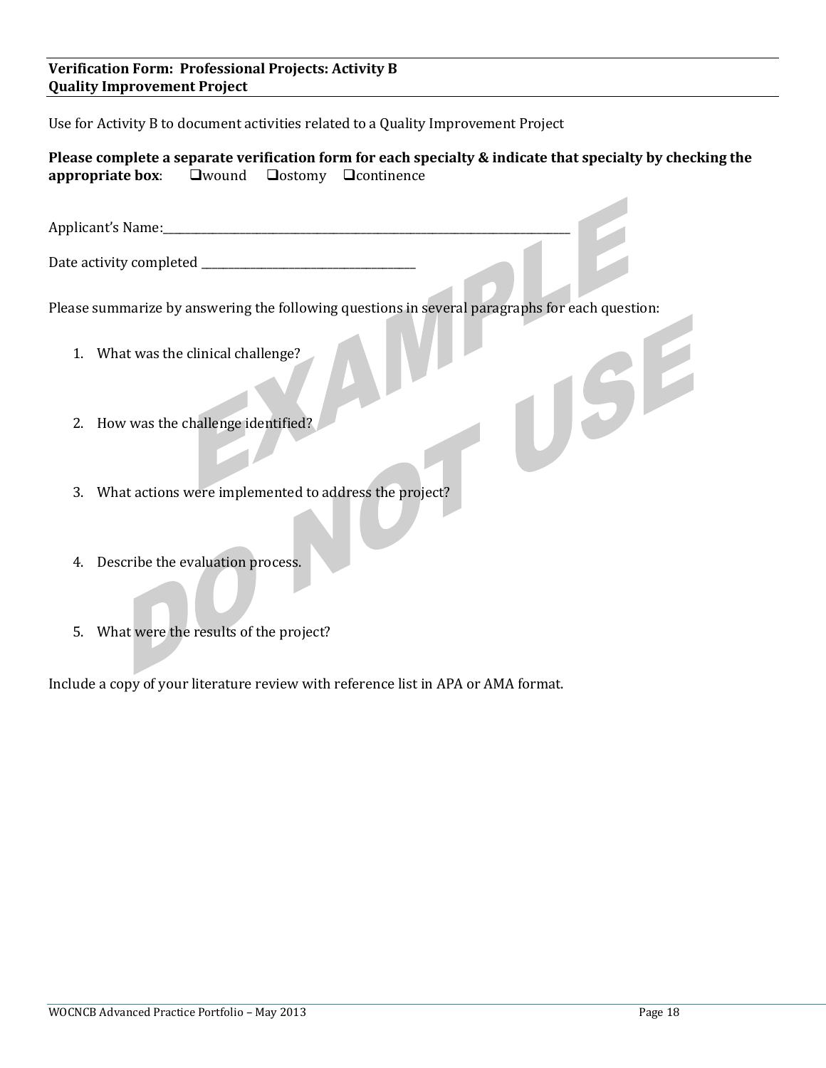**Verification Form: Professional Projects: Activity B**
**Quality Improvement Project**

Use for Activity B to document activities related to a Quality Improvement Project

**Please complete a separate verification form for each specialty & indicate that specialty by checking the appropriate box**: ❑wound ❑ostomy ❑continence

Applicant's Name:_______________________________________________________________________________

Date activity completed ________________________________________

Please summarize by answering the following questions in several paragraphs for each question:

1. What was the clinical challenge?

2. How was the challenge identified?

3. What actions were implemented to address the project?

4. Describe the evaluation process.

5. What were the results of the project?

Include a copy of your literature review with reference list in APA or AMA format.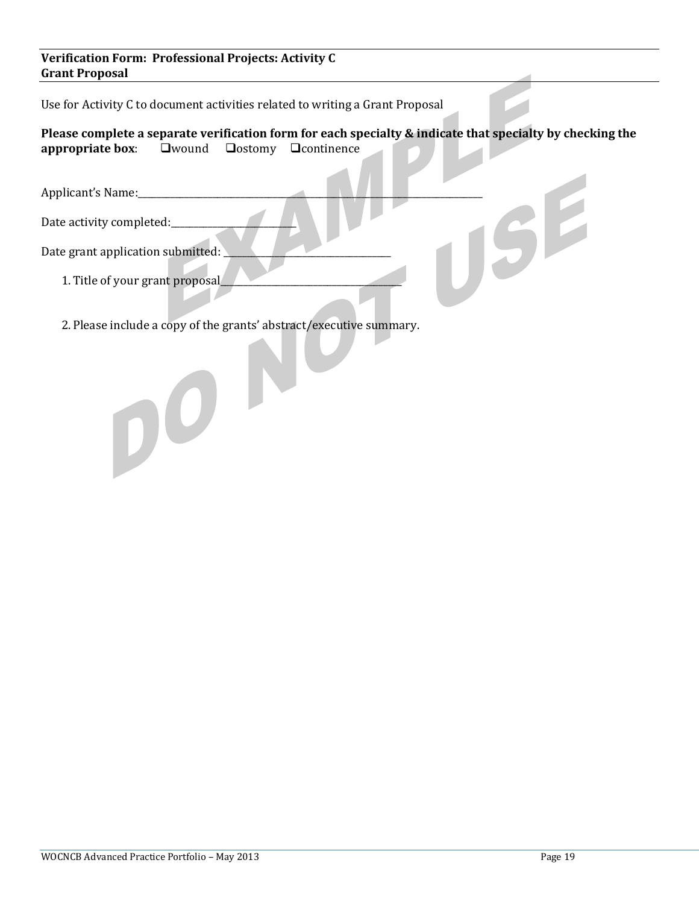**Verification Form: Professional Projects: Activity C**
**Grant Proposal**

Use for Activity C to document activities related to writing a Grant Proposal

**Please complete a separate verification form for each specialty & indicate that specialty by checking the appropriate box**: ❑wound ❑ostomy ❑continence

Applicant's Name:_______________________________________________________________________

Date activity completed:_________________________

Date grant application submitted: ________________________________

1. Title of your grant proposal____________________________________

2. Please include a copy of the grants' abstract/executive summary.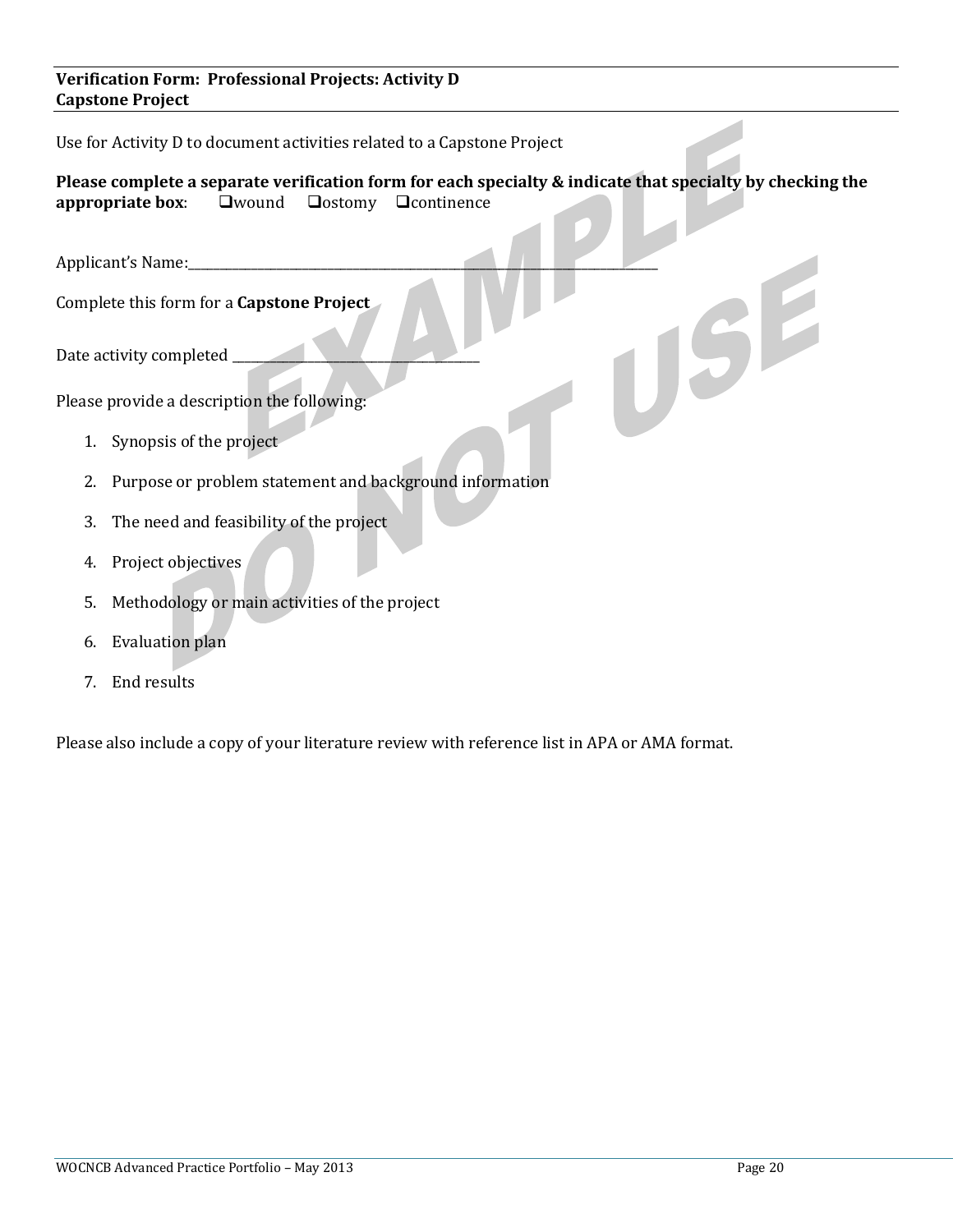**Verification Form: Professional Projects: Activity D**
**Capstone Project**

Use for Activity D to document activities related to a Capstone Project

**Please complete a separate verification form for each specialty & indicate that specialty by checking the appropriate box**: ❑wound ❑ostomy ❑continence

Applicant's Name:_______________________________________________________________________________

Complete this form for a **Capstone Project**

Date activity completed ________________________________________

Please provide a description the following:

1. Synopsis of the project
2. Purpose or problem statement and background information
3. The need and feasibility of the project
4. Project objectives
5. Methodology or main activities of the project
6. Evaluation plan
7. End results

Please also include a copy of your literature review with reference list in APA or AMA format.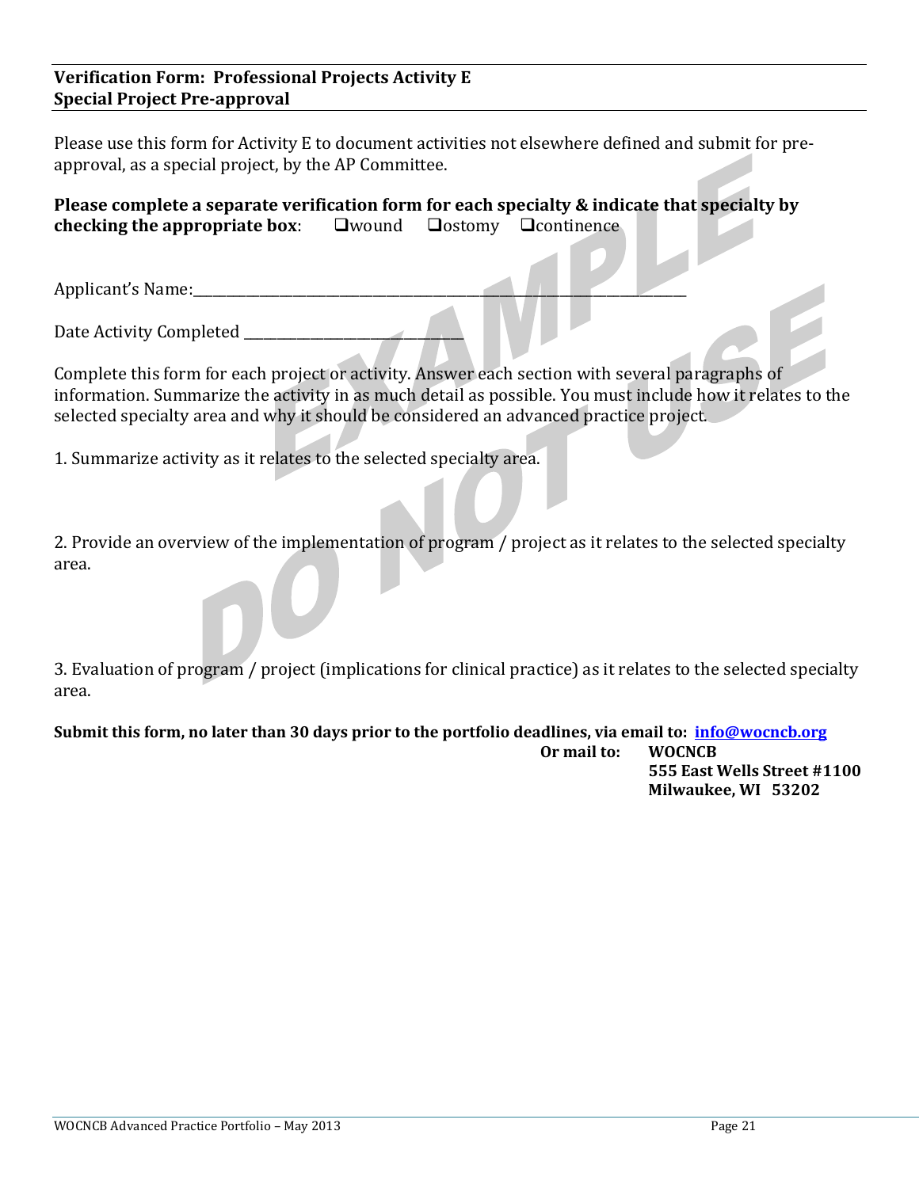**Verification Form: Professional Projects Activity E**
**Special Project Pre-approval**

Please use this form for Activity E to document activities not elsewhere defined and submit for pre-approval, as a special project, by the AP Committee.

**Please complete a separate verification form for each specialty & indicate that specialty by checking the appropriate box**: ❑wound ❑ostomy ❑continence

Applicant's Name:_______________________________________________________________

Date Activity Completed ___________________________

Complete this form for each project or activity. Answer each section with several paragraphs of information. Summarize the activity in as much detail as possible. You must include how it relates to the selected specialty area and why it should be considered an advanced practice project.

1. Summarize activity as it relates to the selected specialty area.

2. Provide an overview of the implementation of program / project as it relates to the selected specialty area.

3. Evaluation of program / project (implications for clinical practice) as it relates to the selected specialty area.

**Submit this form, no later than 30 days prior to the portfolio deadlines, via email to: [info@wocncb.org](mailto:info@wocncb.org)**

**Or mail to: WOCNCB**
**555 East Wells Street #1100**
**Milwaukee, WI 53202**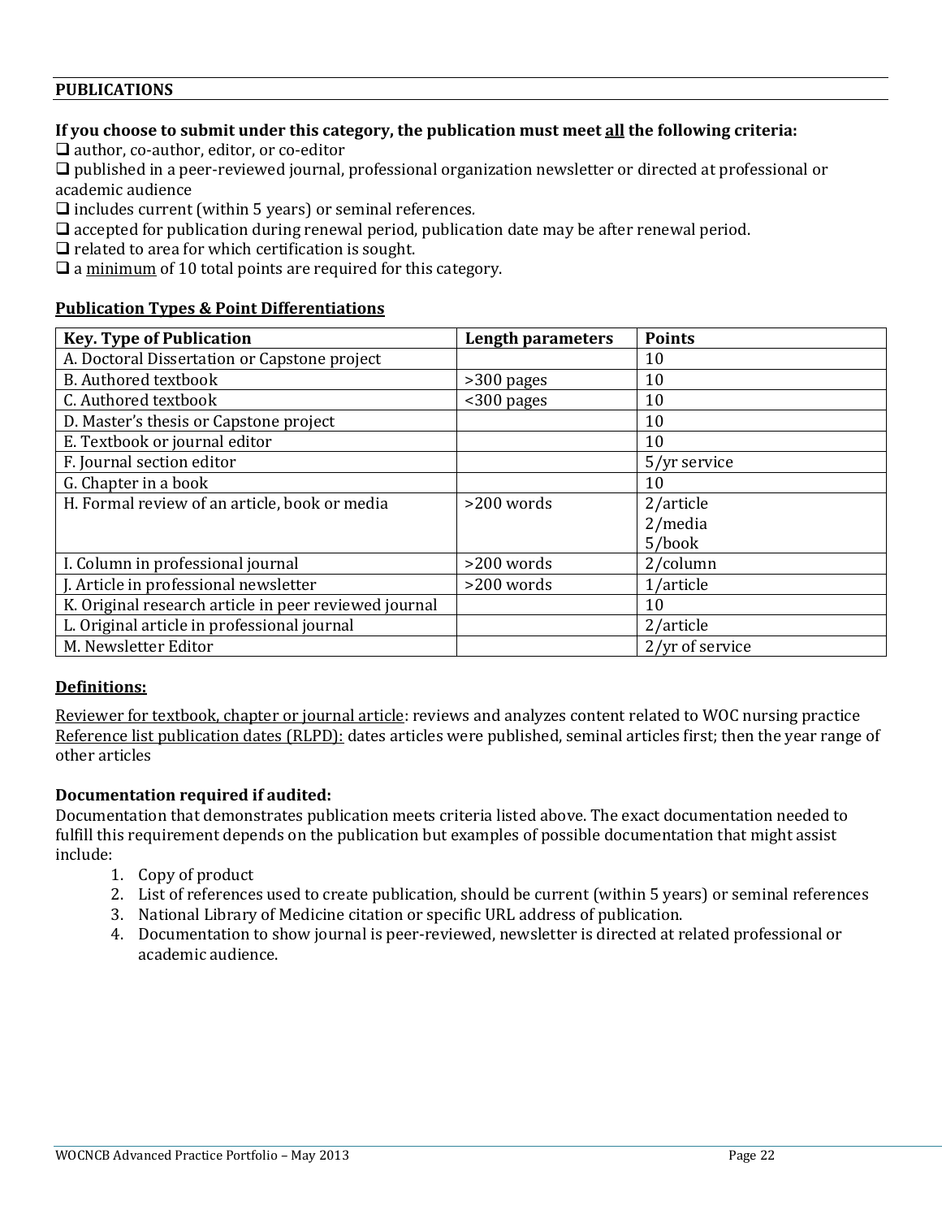## PUBLICATIONS

**If you choose to submit under this category, the publication must meet all the following criteria:**

- ❑ author, co-author, editor, or co-editor
- ❑ published in a peer-reviewed journal, professional organization newsletter or directed at professional or academic audience
- ❑ includes current (within 5 years) or seminal references.
- ❑ accepted for publication during renewal period, publication date may be after renewal period.
- ❑ related to area for which certification is sought.
- ❑ a minimum of 10 total points are required for this category.

### Publication Types & Point Differentiations

| Key. Type of Publication | Length parameters | Points |
|---|---|---|
| A. Doctoral Dissertation or Capstone project | | 10 |
| B. Authored textbook | >300 pages | 10 |
| C. Authored textbook | <300 pages | 10 |
| D. Master's thesis or Capstone project | | 10 |
| E. Textbook or journal editor | | 10 |
| F. Journal section editor | | 5/yr service |
| G. Chapter in a book | | 10 |
| H. Formal review of an article, book or media | >200 words | 2/article<br>2/media<br>5/book |
| I. Column in professional journal | >200 words | 2/column |
| J. Article in professional newsletter | >200 words | 1/article |
| K. Original research article in peer reviewed journal | | 10 |
| L. Original article in professional journal | | 2/article |
| M. Newsletter Editor | | 2/yr of service |

### Definitions:

Reviewer for textbook, chapter or journal article: reviews and analyzes content related to WOC nursing practice
Reference list publication dates (RLPD): dates articles were published, seminal articles first; then the year range of other articles

**Documentation required if audited:**

Documentation that demonstrates publication meets criteria listed above. The exact documentation needed to fulfill this requirement depends on the publication but examples of possible documentation that might assist include:

1. Copy of product
2. List of references used to create publication, should be current (within 5 years) or seminal references
3. National Library of Medicine citation or specific URL address of publication.
4. Documentation to show journal is peer-reviewed, newsletter is directed at related professional or academic audience.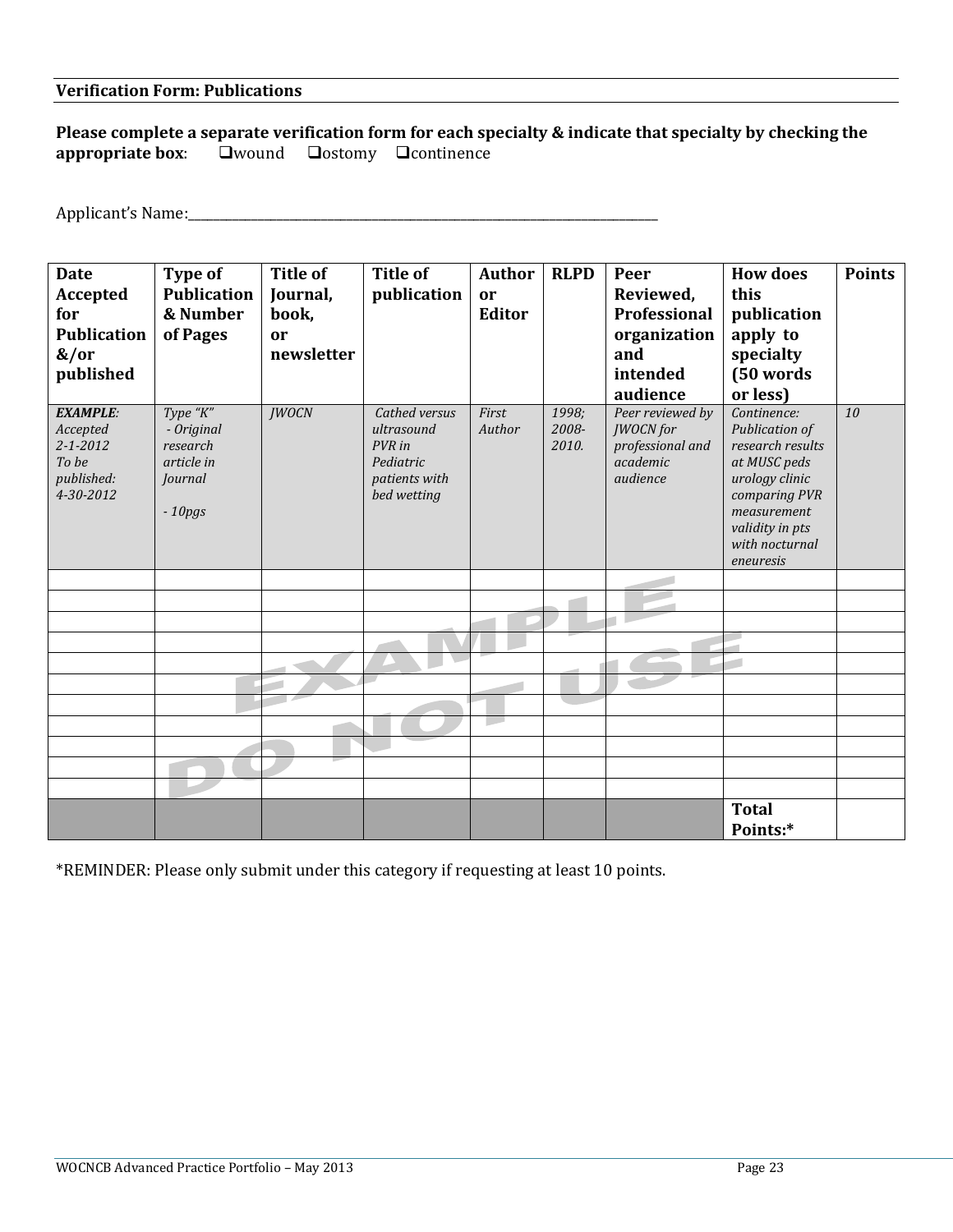**Verification Form: Publications**

**Please complete a separate verification form for each specialty & indicate that specialty by checking the appropriate box**: ❑wound ❑ostomy ❑continence

Applicant's Name:\_\_\_\_\_\_\_\_\_\_\_\_\_\_\_\_\_\_\_\_\_\_\_\_\_\_\_\_\_\_\_\_\_\_\_\_\_\_\_\_\_\_\_\_\_\_\_\_\_\_\_\_\_\_\_\_\_\_\_\_

| Date Accepted for Publication &/or published | Type of Publication & Number of Pages | Title of Journal, book, or newsletter | Title of publication | Author or Editor | RLPD | Peer Reviewed, Professional organization and intended audience | How does this publication apply to specialty (50 words or less) | Points |
|---|---|---|---|---|---|---|---|---|
| ***EXAMPLE**: Accepted 2-1-2012 To be published: 4-30-2012* | *Type "K" - Original research article in Journal - 10pgs* | *JWOCN* | *Cathed versus ultrasound PVR in Pediatric patients with bed wetting* | *First Author* | *1998; 2008-2010.* | *Peer reviewed by JWOCN for professional and academic audience* | *Continence: Publication of research results at MUSC peds urology clinic comparing PVR measurement validity in pts with nocturnal eneuresis* | *10* |
| | | | | | | | | |
| | | | | | | | | |
| | | | | | | | | |
| | | | | | | | | |
| | | | | | | | | |
| | | | | | | | | |
| | | | | | | | | |
| | | | | | | | | |
| | | | | | | | | |
| | | | | | | | | |
| | | | | | | | | |
| | | | | | | | **Total Points:*** | |

EXAMPLE DO NOT USE

*REMINDER: Please only submit under this category if requesting at least 10 points.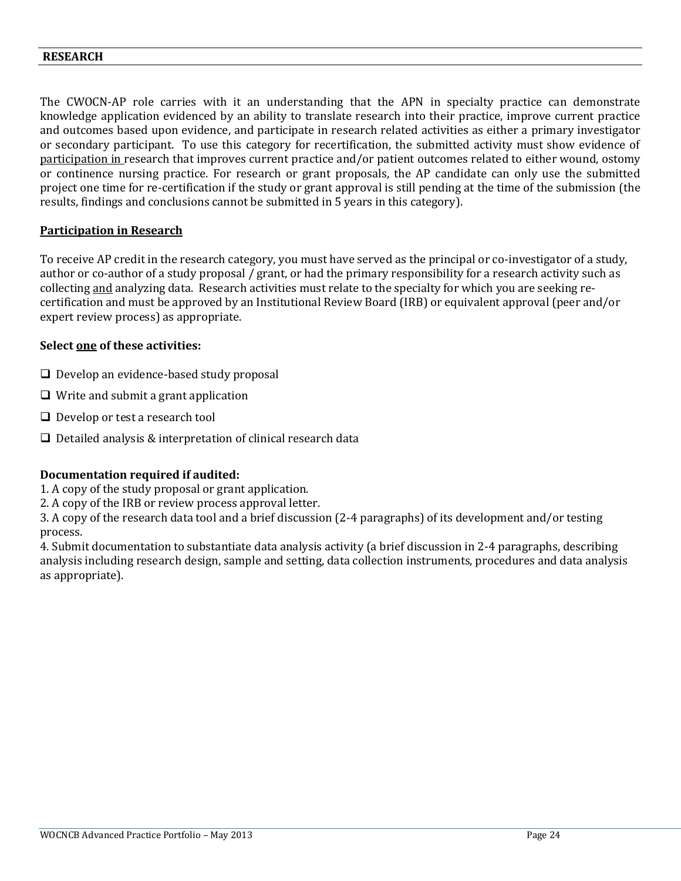## RESEARCH

The CWOCN-AP role carries with it an understanding that the APN in specialty practice can demonstrate knowledge application evidenced by an ability to translate research into their practice, improve current practice and outcomes based upon evidence, and participate in research related activities as either a primary investigator or secondary participant. To use this category for recertification, the submitted activity must show evidence of participation in research that improves current practice and/or patient outcomes related to either wound, ostomy or continence nursing practice. For research or grant proposals, the AP candidate can only use the submitted project one time for re-certification if the study or grant approval is still pending at the time of the submission (the results, findings and conclusions cannot be submitted in 5 years in this category).

### Participation in Research

To receive AP credit in the research category, you must have served as the principal or co-investigator of a study, author or co-author of a study proposal / grant, or had the primary responsibility for a research activity such as collecting and analyzing data. Research activities must relate to the specialty for which you are seeking re-certification and must be approved by an Institutional Review Board (IRB) or equivalent approval (peer and/or expert review process) as appropriate.

**Select one of these activities:**

- ❑ Develop an evidence-based study proposal
- ❑ Write and submit a grant application
- ❑ Develop or test a research tool
- ❑ Detailed analysis & interpretation of clinical research data

**Documentation required if audited:**

1. A copy of the study proposal or grant application.
2. A copy of the IRB or review process approval letter.
3. A copy of the research data tool and a brief discussion (2-4 paragraphs) of its development and/or testing process.
4. Submit documentation to substantiate data analysis activity (a brief discussion in 2-4 paragraphs, describing analysis including research design, sample and setting, data collection instruments, procedures and data analysis as appropriate).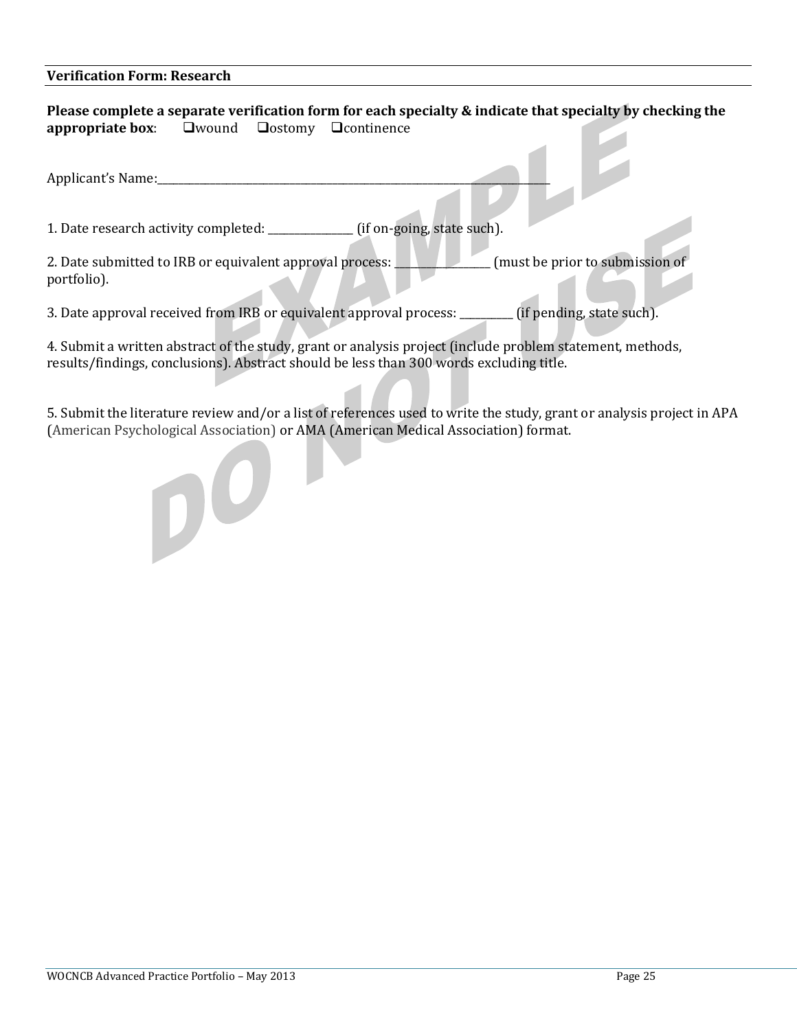**Verification Form: Research**

**Please complete a separate verification form for each specialty & indicate that specialty by checking the appropriate box**: ❑wound ❑ostomy ❑continence

Applicant's Name:_______________________________________________________________________________

1. Date research activity completed: ________________ (if on-going, state such).

2. Date submitted to IRB or equivalent approval process: __________________ (must be prior to submission of portfolio).

3. Date approval received from IRB or equivalent approval process: __________ (if pending, state such).

4. Submit a written abstract of the study, grant or analysis project (include problem statement, methods, results/findings, conclusions). Abstract should be less than 300 words excluding title.

5. Submit the literature review and/or a list of references used to write the study, grant or analysis project in APA (American Psychological Association) or AMA (American Medical Association) format.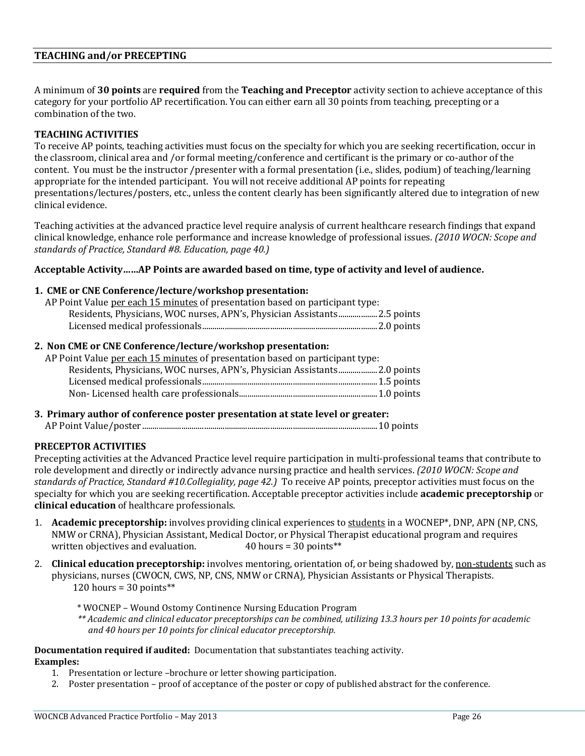## TEACHING and/or PRECEPTING

A minimum of **30 points** are **required** from the **Teaching and Preceptor** activity section to achieve acceptance of this category for your portfolio AP recertification. You can either earn all 30 points from teaching, precepting or a combination of the two.

### TEACHING ACTIVITIES

To receive AP points, teaching activities must focus on the specialty for which you are seeking recertification, occur in the classroom, clinical area and /or formal meeting/conference and certificant is the primary or co-author of the content. You must be the instructor /presenter with a formal presentation (i.e., slides, podium) of teaching/learning appropriate for the intended participant. You will not receive additional AP points for repeating presentations/lectures/posters, etc., unless the content clearly has been significantly altered due to integration of new clinical evidence.

Teaching activities at the advanced practice level require analysis of current healthcare research findings that expand clinical knowledge, enhance role performance and increase knowledge of professional issues. *(2010 WOCN: Scope and standards of Practice, Standard #8. Education, page 40.)*

**Acceptable Activity……AP Points are awarded based on time, type of activity and level of audience.**

**1. CME or CNE Conference/lecture/workshop presentation:**

AP Point Value <u>per each 15 minutes</u> of presentation based on participant type:

- Residents, Physicians, WOC nurses, APN's, Physician Assistants..................2.5 points
- Licensed medical professionals..........................................................................2.0 points

**2. Non CME or CNE Conference/lecture/workshop presentation:**

AP Point Value <u>per each 15 minutes</u> of presentation based on participant type:

- Residents, Physicians, WOC nurses, APN's, Physician Assistants..................2.0 points
- Licensed medical professionals..........................................................................1.5 points
- Non- Licensed health care professionals...........................................................1.0 points

**3. Primary author of conference poster presentation at state level or greater:**

AP Point Value/poster..........................................................................................10 points

### PRECEPTOR ACTIVITIES

Precepting activities at the Advanced Practice level require participation in multi-professional teams that contribute to role development and directly or indirectly advance nursing practice and health services. *(2010 WOCN: Scope and standards of Practice, Standard #10.Collegiality, page 42.)* To receive AP points, preceptor activities must focus on the specialty for which you are seeking recertification. Acceptable preceptor activities include **academic preceptorship** or **clinical education** of healthcare professionals.

1. **Academic preceptorship:** involves providing clinical experiences to <u>students</u> in a WOCNEP*, DNP, APN (NP, CNS, NMW or CRNA), Physician Assistant, Medical Doctor, or Physical Therapist educational program and requires written objectives and evaluation. 40 hours = 30 points**
2. **Clinical education preceptorship:** involves mentoring, orientation of, or being shadowed by, <u>non-students</u> such as physicians, nurses (CWOCN, CWS, NP, CNS, NMW or CRNA), Physician Assistants or Physical Therapists. 120 hours = 30 points**

\* WOCNEP – Wound Ostomy Continence Nursing Education Program

*** Academic and clinical educator preceptorships can be combined, utilizing 13.3 hours per 10 points for academic and 40 hours per 10 points for clinical educator preceptorship.*

**Documentation required if audited:** Documentation that substantiates teaching activity.

**Examples:**

1. Presentation or lecture –brochure or letter showing participation.
2. Poster presentation – proof of acceptance of the poster or copy of published abstract for the conference.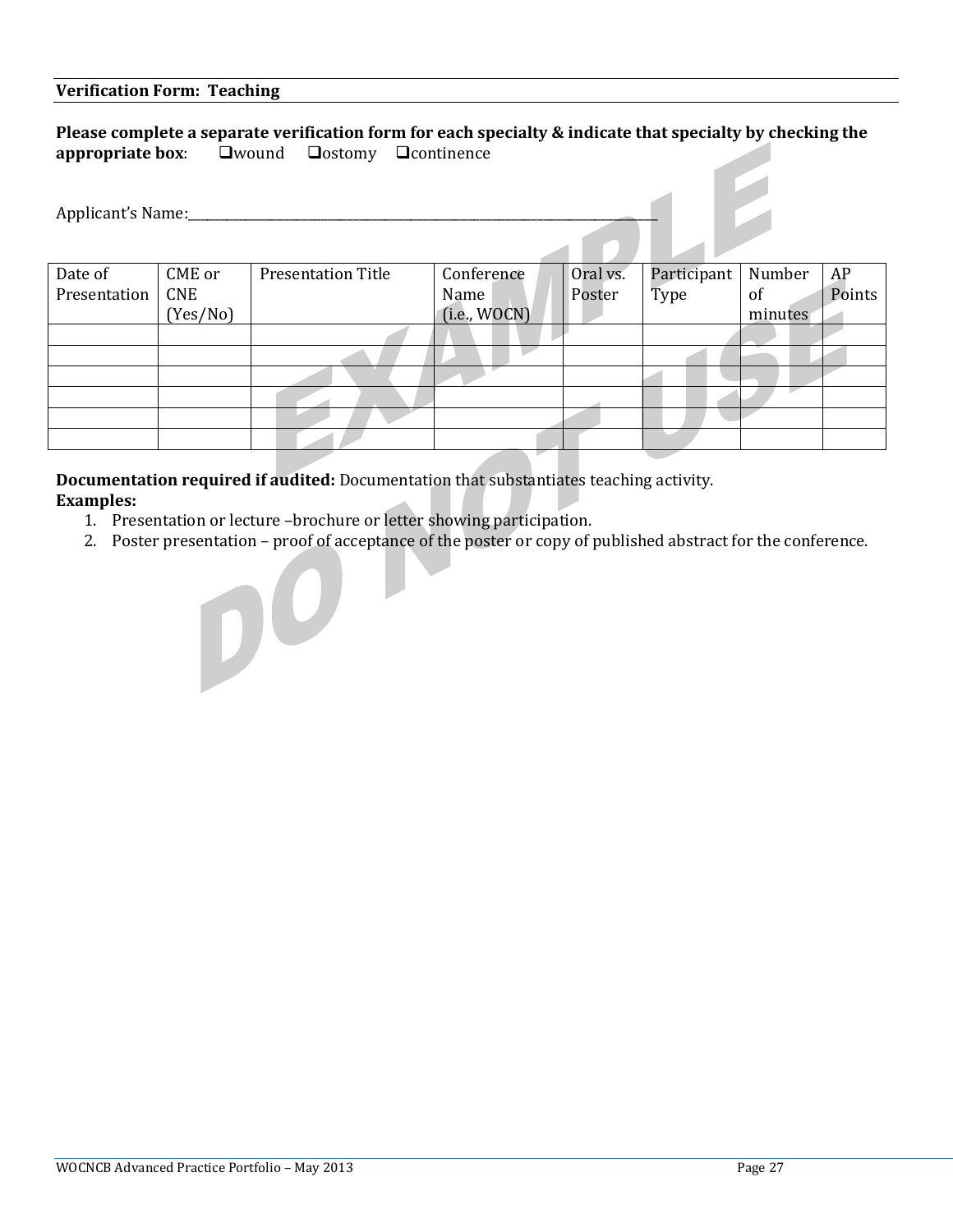**Verification Form: Teaching**

**Please complete a separate verification form for each specialty & indicate that specialty by checking the appropriate box**: ❑wound ❑ostomy ❑continence

Applicant's Name:\_\_\_\_\_\_\_\_\_\_\_\_\_\_\_\_\_\_\_\_\_\_\_\_\_\_\_\_\_\_\_\_\_\_\_\_\_\_\_\_\_\_\_\_\_\_\_\_\_\_\_\_\_\_

| Date of Presentation | CME or CNE (Yes/No) | Presentation Title | Conference Name (i.e., WOCN) | Oral vs. Poster | Participant Type | Number of minutes | AP Points |
|---|---|---|---|---|---|---|---|
| | | | | | | | |
| | | | | | | | |
| | | | | | | | |
| | | | | | | | |
| | | | | | | | |
| | | | | | | | |

**Documentation required if audited:** Documentation that substantiates teaching activity.

**Examples:**

1. Presentation or lecture –brochure or letter showing participation.
2. Poster presentation – proof of acceptance of the poster or copy of published abstract for the conference.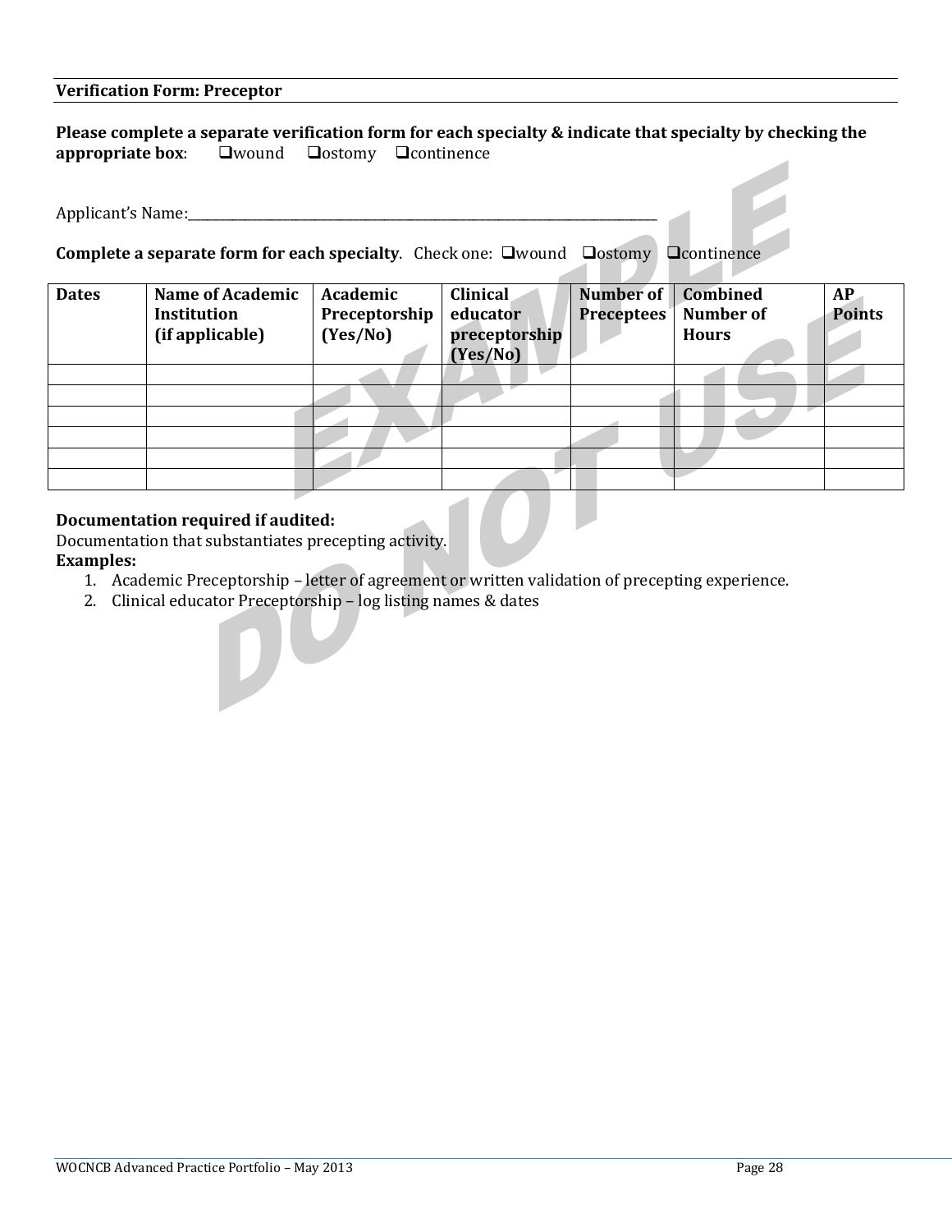**Verification Form: Preceptor**

**Please complete a separate verification form for each specialty & indicate that specialty by checking the appropriate box**: ❑wound ❑ostomy ❑continence

Applicant's Name:_______________________________________________________________________________

**Complete a separate form for each specialty**. Check one: ❑wound ❑ostomy ❑continence

| Dates | Name of Academic Institution (if applicable) | Academic Preceptorship (Yes/No) | Clinical educator preceptorship (Yes/No) | Number of Preceptees | Combined Number of Hours | AP Points |
|---|---|---|---|---|---|---|
| | | | | | | |
| | | | | | | |
| | | | | | | |
| | | | | | | |
| | | | | | | |
| | | | | | | |

**Documentation required if audited:**
Documentation that substantiates precepting activity.
**Examples:**

1. Academic Preceptorship – letter of agreement or written validation of precepting experience.
2. Clinical educator Preceptorship – log listing names & dates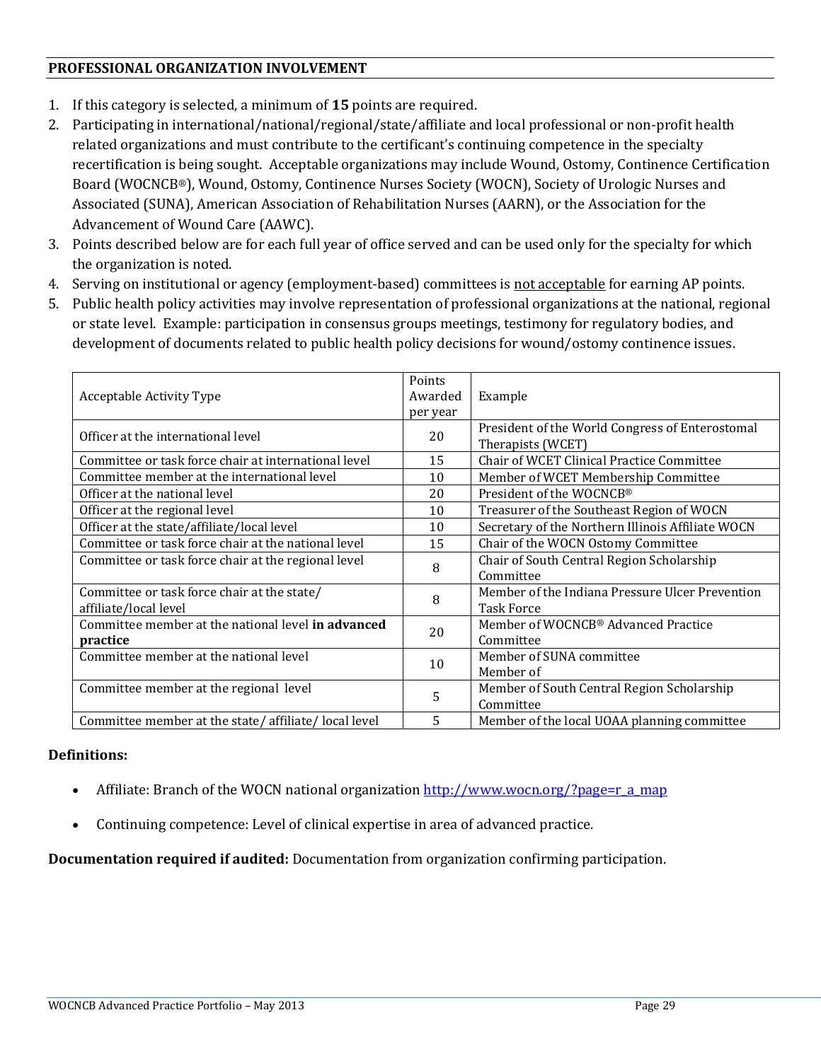## PROFESSIONAL ORGANIZATION INVOLVEMENT

1. If this category is selected, a minimum of **15** points are required.
2. Participating in international/national/regional/state/affiliate and local professional or non-profit health related organizations and must contribute to the certificant's continuing competence in the specialty recertification is being sought. Acceptable organizations may include Wound, Ostomy, Continence Certification Board (WOCNCB®), Wound, Ostomy, Continence Nurses Society (WOCN), Society of Urologic Nurses and Associated (SUNA), American Association of Rehabilitation Nurses (AARN), or the Association for the Advancement of Wound Care (AAWC).
3. Points described below are for each full year of office served and can be used only for the specialty for which the organization is noted.
4. Serving on institutional or agency (employment-based) committees is <u>not acceptable</u> for earning AP points.
5. Public health policy activities may involve representation of professional organizations at the national, regional or state level. Example: participation in consensus groups meetings, testimony for regulatory bodies, and development of documents related to public health policy decisions for wound/ostomy continence issues.

| Acceptable Activity Type | Points Awarded per year | Example |
|---|---|---|
| Officer at the international level | 20 | President of the World Congress of Enterostomal Therapists (WCET) |
| Committee or task force chair at international level | 15 | Chair of WCET Clinical Practice Committee |
| Committee member at the international level | 10 | Member of WCET Membership Committee |
| Officer at the national level | 20 | President of the WOCNCB® |
| Officer at the regional level | 10 | Treasurer of the Southeast Region of WOCN |
| Officer at the state/affiliate/local level | 10 | Secretary of the Northern Illinois Affiliate WOCN |
| Committee or task force chair at the national level | 15 | Chair of the WOCN Ostomy Committee |
| Committee or task force chair at the regional level | 8 | Chair of South Central Region Scholarship Committee |
| Committee or task force chair at the state/ affiliate/local level | 8 | Member of the Indiana Pressure Ulcer Prevention Task Force |
| Committee member at the national level **in advanced practice** | 20 | Member of WOCNCB® Advanced Practice Committee |
| Committee member at the national level | 10 | Member of SUNA committee Member of |
| Committee member at the regional level | 5 | Member of South Central Region Scholarship Committee |
| Committee member at the state/ affiliate/ local level | 5 | Member of the local UOAA planning committee |

**Definitions:**

- Affiliate: Branch of the WOCN national organization http://www.wocn.org/?page=r_a_map
- Continuing competence: Level of clinical expertise in area of advanced practice.

**Documentation required if audited:** Documentation from organization confirming participation.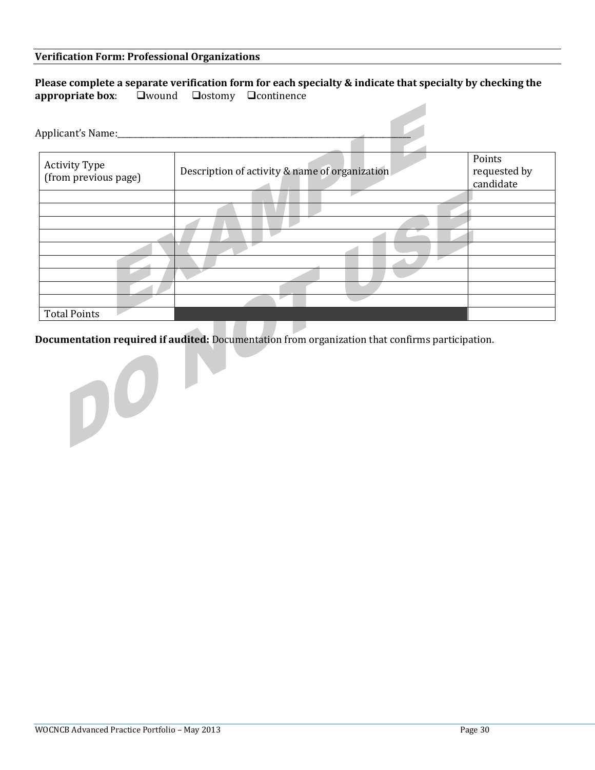**Verification Form: Professional Organizations**

**Please complete a separate verification form for each specialty & indicate that specialty by checking the appropriate box**: ❑wound ❑ostomy ❑continence

Applicant's Name:\_\_\_\_\_\_\_\_\_\_\_\_\_\_\_\_\_\_\_\_\_\_\_\_\_\_\_\_\_\_\_\_\_\_\_\_\_\_\_\_\_\_\_\_\_\_\_\_\_\_\_\_\_\_\_\_\_\_\_\_

| Activity Type (from previous page) | Description of activity & name of organization | Points requested by candidate |
|---|---|---|
| | | |
| | | |
| | | |
| | | |
| | | |
| | | |
| | | |
| | | |
| | | |
| Total Points | | |

**Documentation required if audited:** Documentation from organization that confirms participation.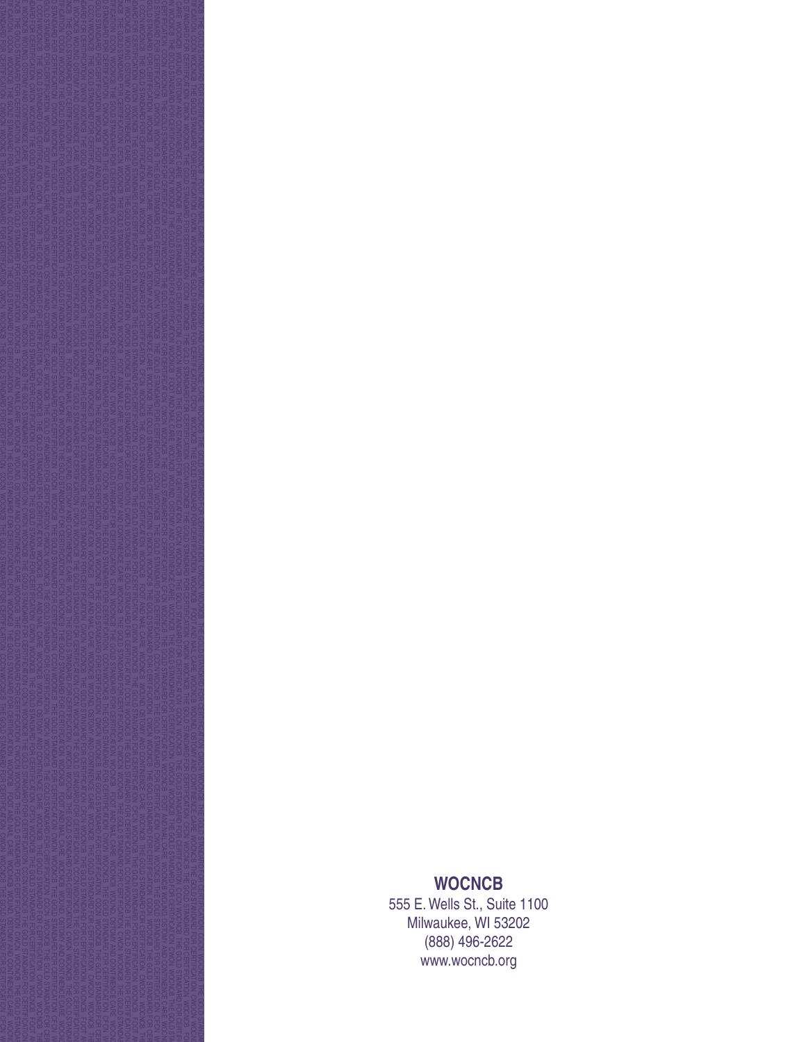**WOCNCB**

555 E. Wells St., Suite 1100
Milwaukee, WI 53202
(888) 496-2622
www.wocncb.org